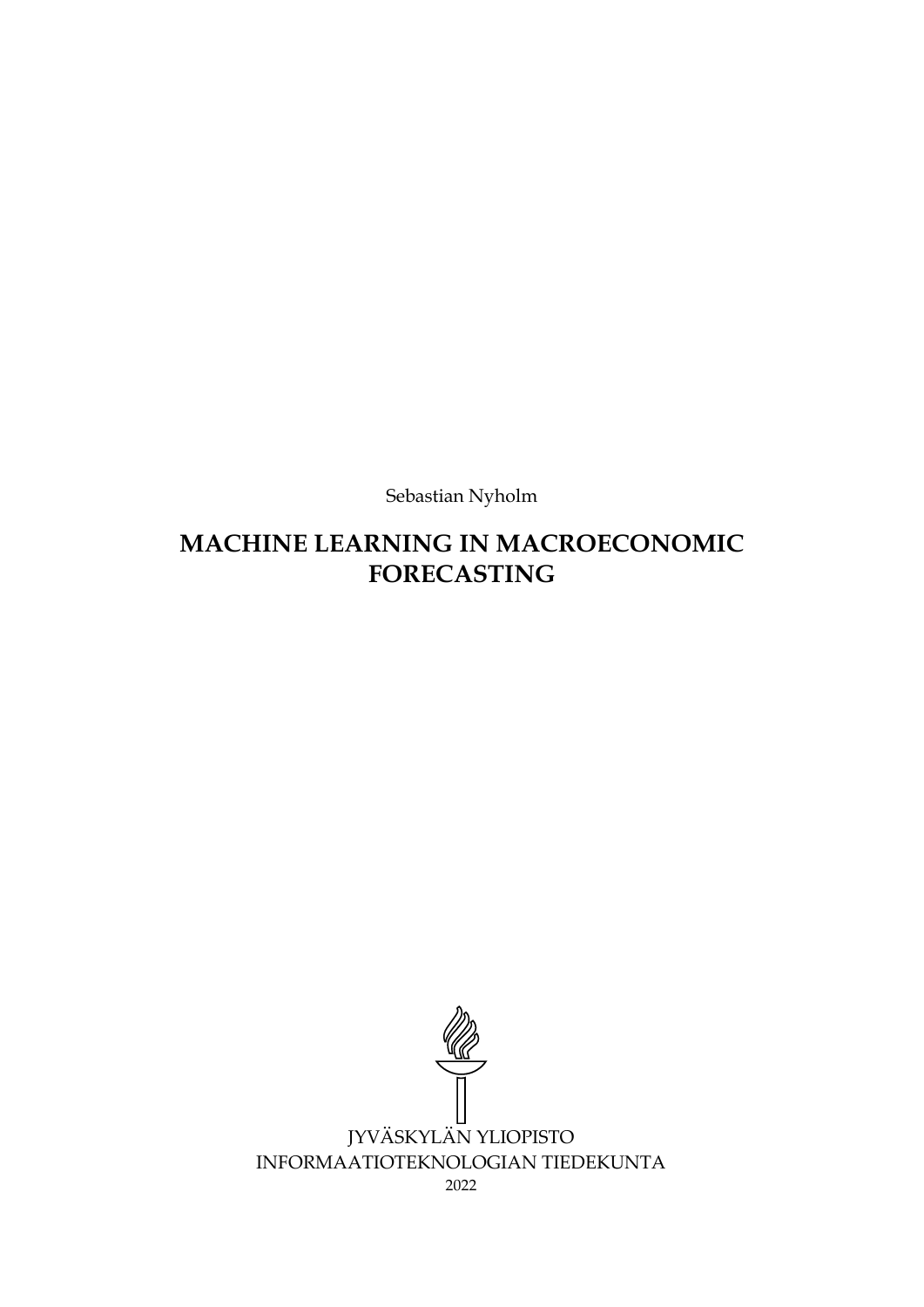Sebastian Nyholm

# MACHINE LEARNING IN MACROECONOMIC FORECASTING

JYVÄSKYLÄN YLIOPISTO
INFORMAATIOTEKNOLOGIAN TIEDEKUNTA
2022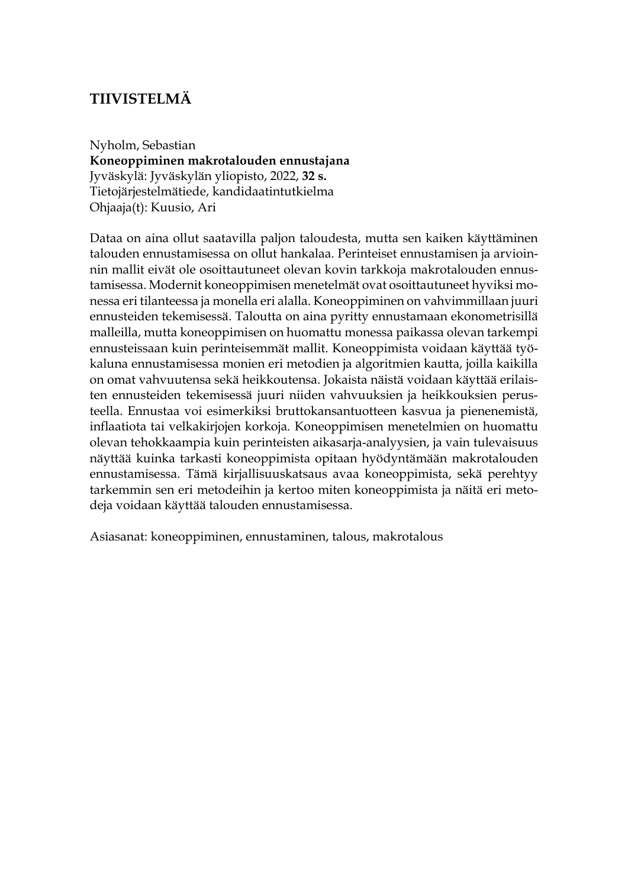# TIIVISTELMÄ

Nyholm, Sebastian
**Koneoppiminen makrotalouden ennustajana**
Jyväskylä: Jyväskylän yliopisto, 2022, **32 s.**
Tietojärjestelmätiede, kandidaatintutkielma
Ohjaaja(t): Kuusio, Ari

Dataa on aina ollut saatavilla paljon taloudesta, mutta sen kaiken käyttäminen talouden ennustamisessa on ollut hankalaa. Perinteiset ennustamisen ja arvioinnin mallit eivät ole osoittautuneet olevan kovin tarkkoja makrotalouden ennustamisessa. Modernit koneoppimisen menetelmät ovat osoittautuneet hyviksi monessa eri tilanteessa ja monella eri alalla. Koneoppiminen on vahvimmillaan juuri ennusteiden tekemisessä. Taloutta on aina pyritty ennustamaan ekonometrisillä malleilla, mutta koneoppimisen on huomattu monessa paikassa olevan tarkempi ennusteissaan kuin perinteisemmät mallit. Koneoppimista voidaan käyttää työkaluna ennustamisessa monien eri metodien ja algoritmien kautta, joilla kaikilla on omat vahvuutensa sekä heikkoutensa. Jokaista näistä voidaan käyttää erilaisten ennusteiden tekemisessä juuri niiden vahvuuksien ja heikkouksien perusteella. Ennustaa voi esimerkiksi bruttokansantuotteen kasvua ja pienenemistä, inflaatiota tai velkakirjojen korkoja. Koneoppimisen menetelmien on huomattu olevan tehokkaampia kuin perinteisten aikasarja-analyysien, ja vain tulevaisuus näyttää kuinka tarkasti koneoppimista opitaan hyödyntämään makrotalouden ennustamisessa. Tämä kirjallisuuskatsaus avaa koneoppimista, sekä perehtyy tarkemmin sen eri metodeihin ja kertoo miten koneoppimista ja näitä eri metodeja voidaan käyttää talouden ennustamisessa.

Asiasanat: koneoppiminen, ennustaminen, talous, makrotalous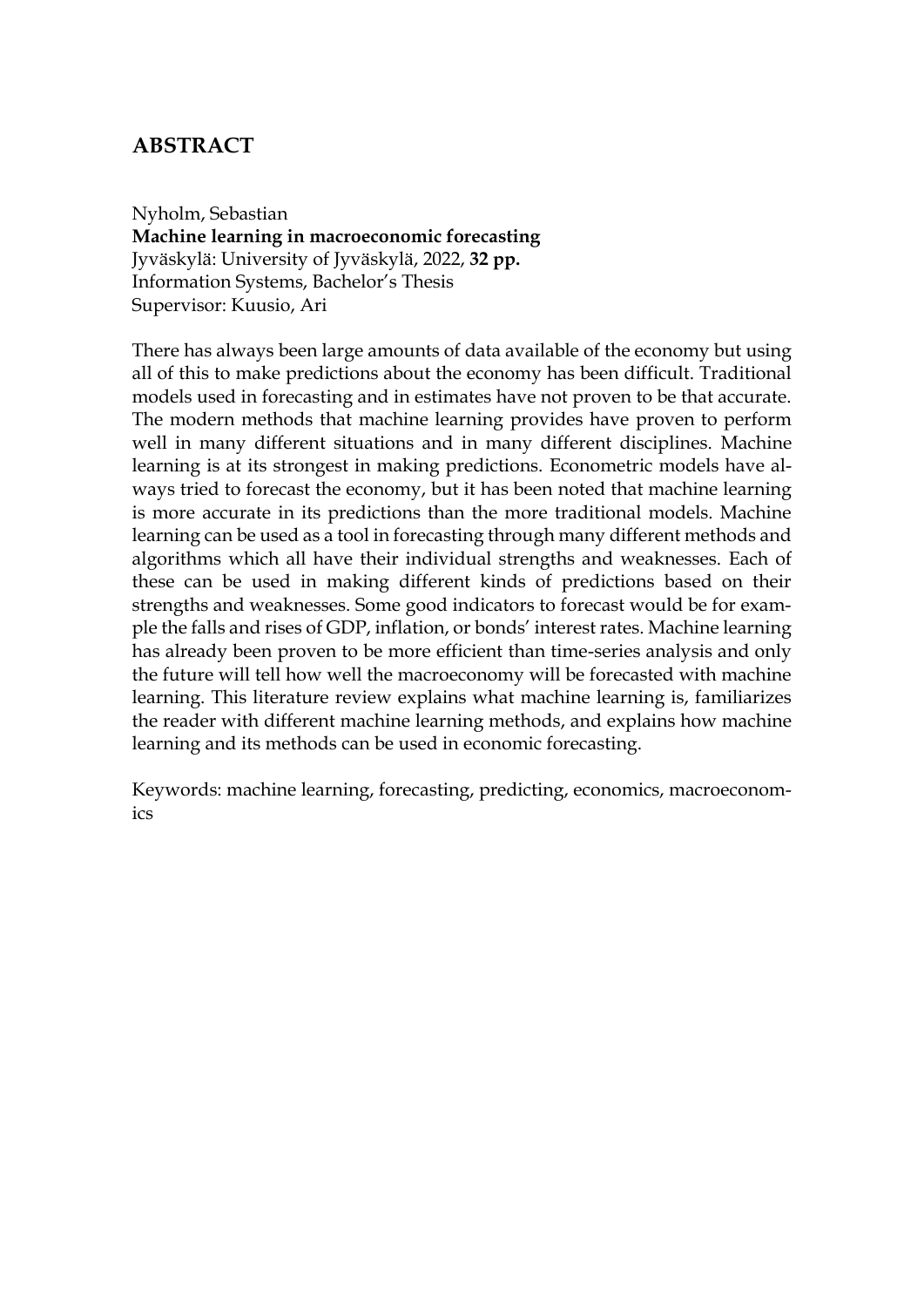# ABSTRACT

Nyholm, Sebastian
**Machine learning in macroeconomic forecasting**
Jyväskylä: University of Jyväskylä, 2022, **32 pp.**
Information Systems, Bachelor's Thesis
Supervisor: Kuusio, Ari

There has always been large amounts of data available of the economy but using all of this to make predictions about the economy has been difficult. Traditional models used in forecasting and in estimates have not proven to be that accurate. The modern methods that machine learning provides have proven to perform well in many different situations and in many different disciplines. Machine learning is at its strongest in making predictions. Econometric models have always tried to forecast the economy, but it has been noted that machine learning is more accurate in its predictions than the more traditional models. Machine learning can be used as a tool in forecasting through many different methods and algorithms which all have their individual strengths and weaknesses. Each of these can be used in making different kinds of predictions based on their strengths and weaknesses. Some good indicators to forecast would be for example the falls and rises of GDP, inflation, or bonds' interest rates. Machine learning has already been proven to be more efficient than time-series analysis and only the future will tell how well the macroeconomy will be forecasted with machine learning. This literature review explains what machine learning is, familiarizes the reader with different machine learning methods, and explains how machine learning and its methods can be used in economic forecasting.

Keywords: machine learning, forecasting, predicting, economics, macroeconomics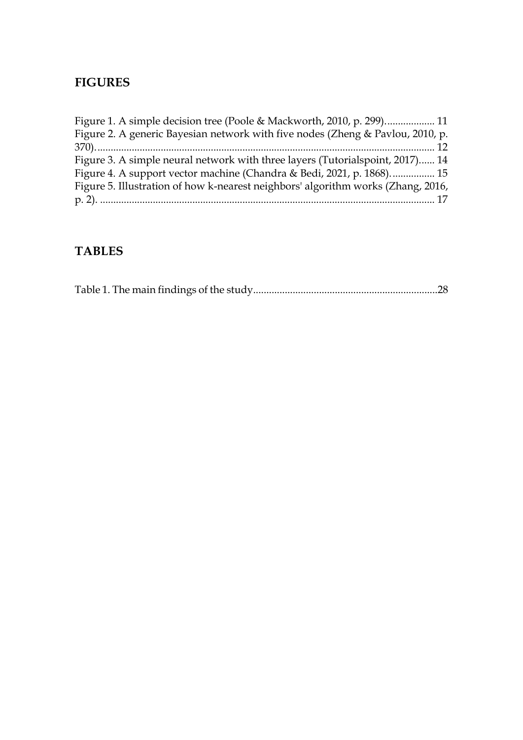## FIGURES

Figure 1. A simple decision tree (Poole & Mackworth, 2010, p. 299)................... 11
Figure 2. A generic Bayesian network with five nodes (Zheng & Pavlou, 2010, p. 370)................................................................................................................ 12
Figure 3. A simple neural network with three layers (Tutorialspoint, 2017)...... 14
Figure 4. A support vector machine (Chandra & Bedi, 2021, p. 1868)................ 15
Figure 5. Illustration of how k-nearest neighbors' algorithm works (Zhang, 2016, p. 2). .............................................................................................................. 17

## TABLES

Table 1. The main findings of the study.....................................................................28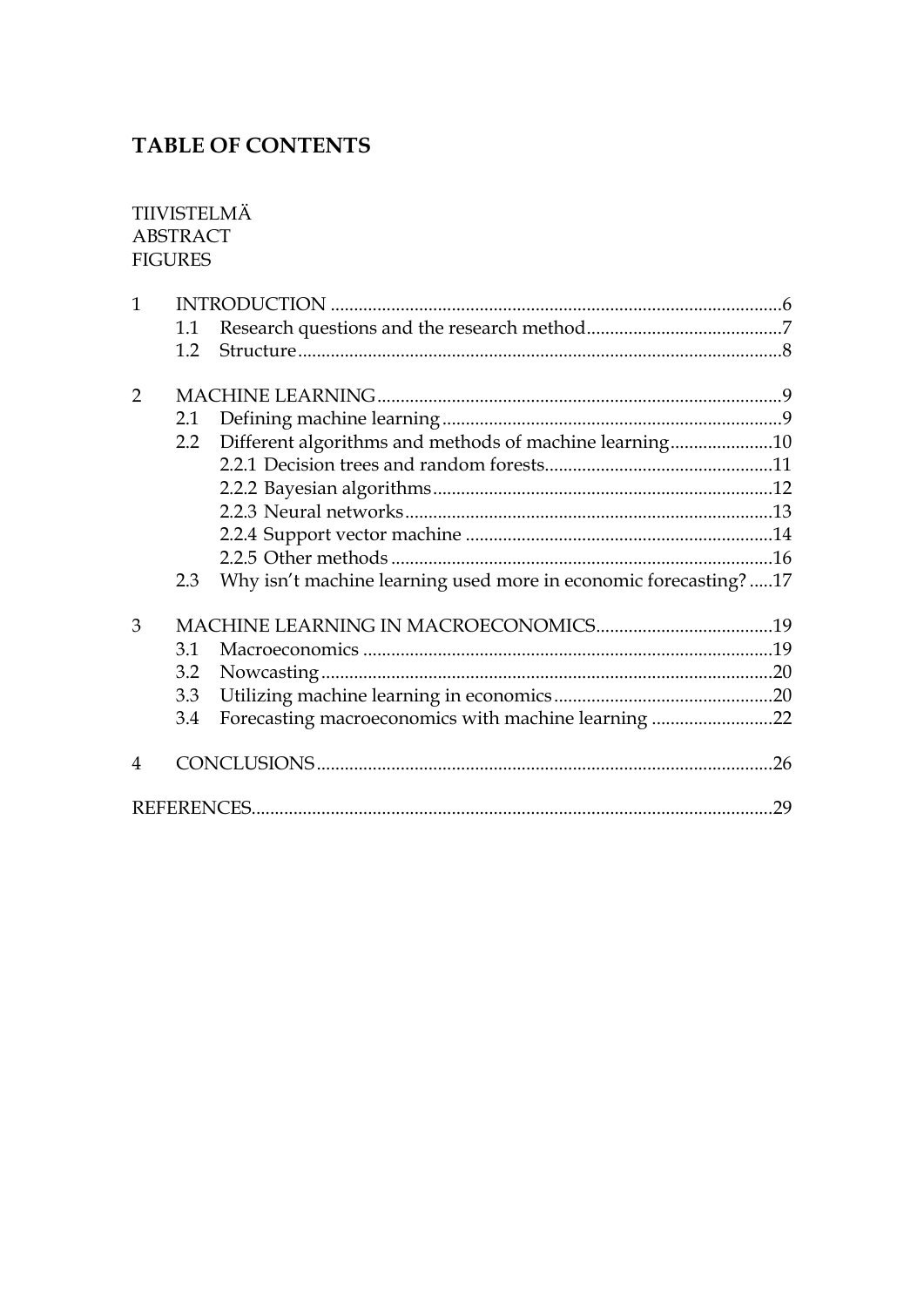# TABLE OF CONTENTS

TIIVISTELMÄ
ABSTRACT
FIGURES

1 INTRODUCTION .......................................................................................6
   1.1 Research questions and the research method.........................................7
   1.2 Structure......................................................................................................8

2 MACHINE LEARNING.................................................................................9
   2.1 Defining machine learning........................................................................9
   2.2 Different algorithms and methods of machine learning......................10
      2.2.1 Decision trees and random forests..................................................11
      2.2.2 Bayesian algorithms.........................................................................12
      2.2.3 Neural networks...............................................................................13
      2.2.4 Support vector machine ..................................................................14
      2.2.5 Other methods ..................................................................................16
   2.3 Why isn't machine learning used more in economic forecasting? .....17

3 MACHINE LEARNING IN MACROECONOMICS......................................19
   3.1 Macroeconomics .......................................................................................19
   3.2 Nowcasting................................................................................................20
   3.3 Utilizing machine learning in economics...............................................20
   3.4 Forecasting macroeconomics with machine learning ..........................22

4 CONCLUSIONS.............................................................................................26

REFERENCES.....................................................................................................29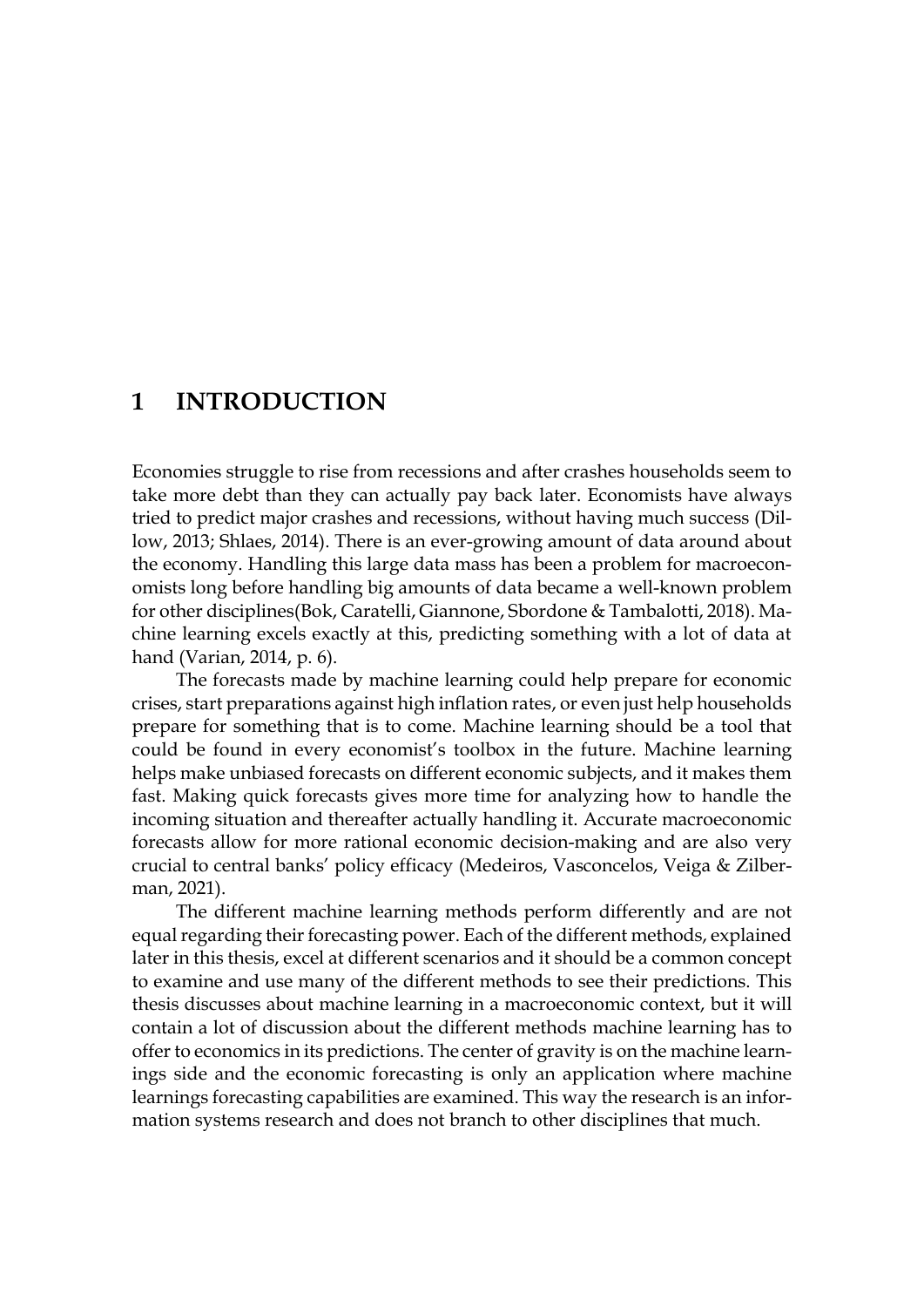# 1 INTRODUCTION

Economies struggle to rise from recessions and after crashes households seem to take more debt than they can actually pay back later. Economists have always tried to predict major crashes and recessions, without having much success (Dillow, 2013; Shlaes, 2014). There is an ever-growing amount of data around about the economy. Handling this large data mass has been a problem for macroeconomists long before handling big amounts of data became a well-known problem for other disciplines(Bok, Caratelli, Giannone, Sbordone & Tambalotti, 2018). Machine learning excels exactly at this, predicting something with a lot of data at hand (Varian, 2014, p. 6).

The forecasts made by machine learning could help prepare for economic crises, start preparations against high inflation rates, or even just help households prepare for something that is to come. Machine learning should be a tool that could be found in every economist's toolbox in the future. Machine learning helps make unbiased forecasts on different economic subjects, and it makes them fast. Making quick forecasts gives more time for analyzing how to handle the incoming situation and thereafter actually handling it. Accurate macroeconomic forecasts allow for more rational economic decision-making and are also very crucial to central banks' policy efficacy (Medeiros, Vasconcelos, Veiga & Zilberman, 2021).

The different machine learning methods perform differently and are not equal regarding their forecasting power. Each of the different methods, explained later in this thesis, excel at different scenarios and it should be a common concept to examine and use many of the different methods to see their predictions. This thesis discusses about machine learning in a macroeconomic context, but it will contain a lot of discussion about the different methods machine learning has to offer to economics in its predictions. The center of gravity is on the machine learnings side and the economic forecasting is only an application where machine learnings forecasting capabilities are examined. This way the research is an information systems research and does not branch to other disciplines that much.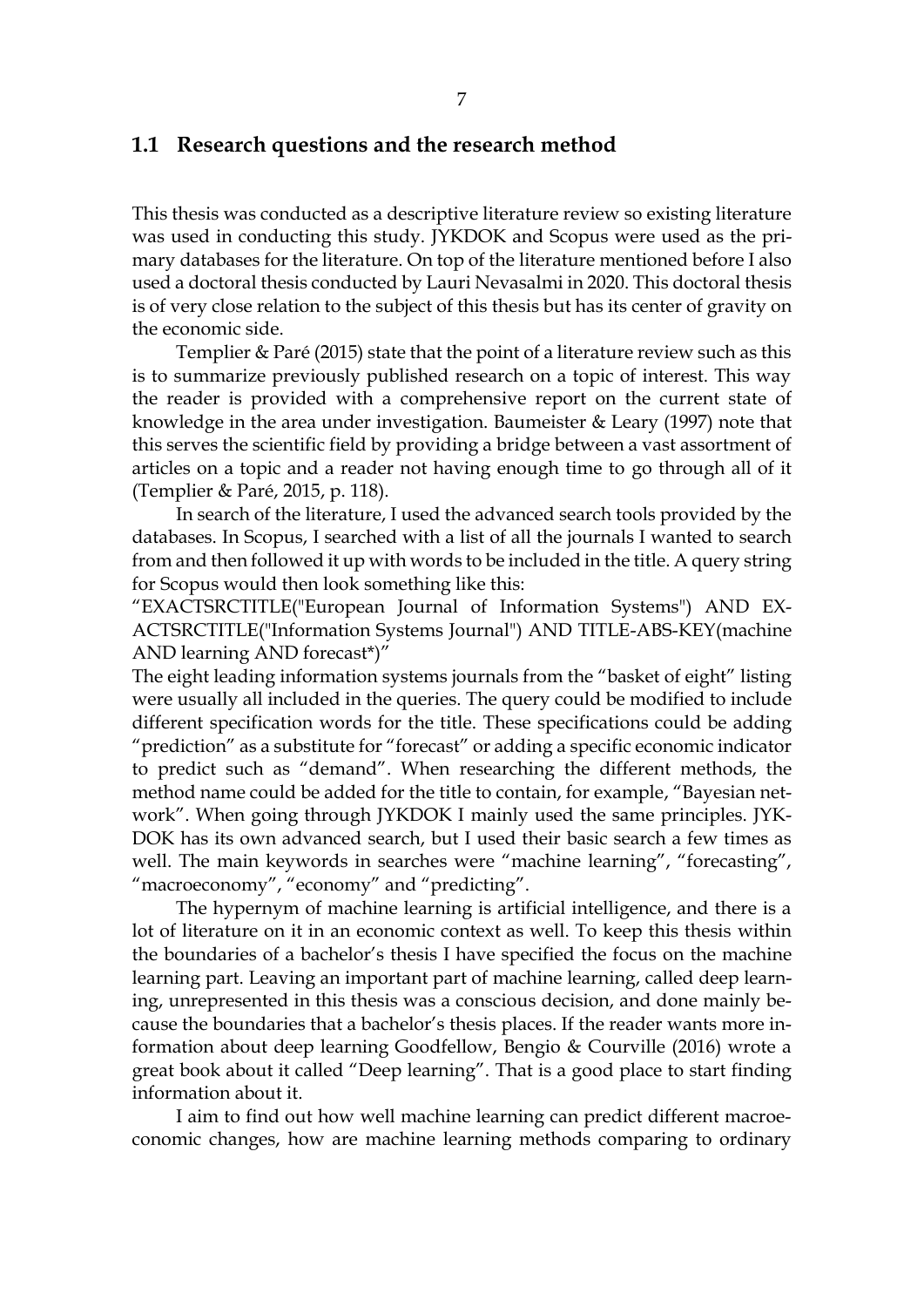## 1.1 Research questions and the research method

This thesis was conducted as a descriptive literature review so existing literature was used in conducting this study. JYKDOK and Scopus were used as the primary databases for the literature. On top of the literature mentioned before I also used a doctoral thesis conducted by Lauri Nevasalmi in 2020. This doctoral thesis is of very close relation to the subject of this thesis but has its center of gravity on the economic side.

Templier & Paré (2015) state that the point of a literature review such as this is to summarize previously published research on a topic of interest. This way the reader is provided with a comprehensive report on the current state of knowledge in the area under investigation. Baumeister & Leary (1997) note that this serves the scientific field by providing a bridge between a vast assortment of articles on a topic and a reader not having enough time to go through all of it (Templier & Paré, 2015, p. 118).

In search of the literature, I used the advanced search tools provided by the databases. In Scopus, I searched with a list of all the journals I wanted to search from and then followed it up with words to be included in the title. A query string for Scopus would then look something like this:

"EXACTSRCTITLE("European Journal of Information Systems") AND EXACTSRCTITLE("Information Systems Journal") AND TITLE-ABS-KEY(machine AND learning AND forecast*)"

The eight leading information systems journals from the "basket of eight" listing were usually all included in the queries. The query could be modified to include different specification words for the title. These specifications could be adding "prediction" as a substitute for "forecast" or adding a specific economic indicator to predict such as "demand". When researching the different methods, the method name could be added for the title to contain, for example, "Bayesian network". When going through JYKDOK I mainly used the same principles. JYKDOK has its own advanced search, but I used their basic search a few times as well. The main keywords in searches were "machine learning", "forecasting", "macroeconomy", "economy" and "predicting".

The hypernym of machine learning is artificial intelligence, and there is a lot of literature on it in an economic context as well. To keep this thesis within the boundaries of a bachelor's thesis I have specified the focus on the machine learning part. Leaving an important part of machine learning, called deep learning, unrepresented in this thesis was a conscious decision, and done mainly because the boundaries that a bachelor's thesis places. If the reader wants more information about deep learning Goodfellow, Bengio & Courville (2016) wrote a great book about it called "Deep learning". That is a good place to start finding information about it.

I aim to find out how well machine learning can predict different macroeconomic changes, how are machine learning methods comparing to ordinary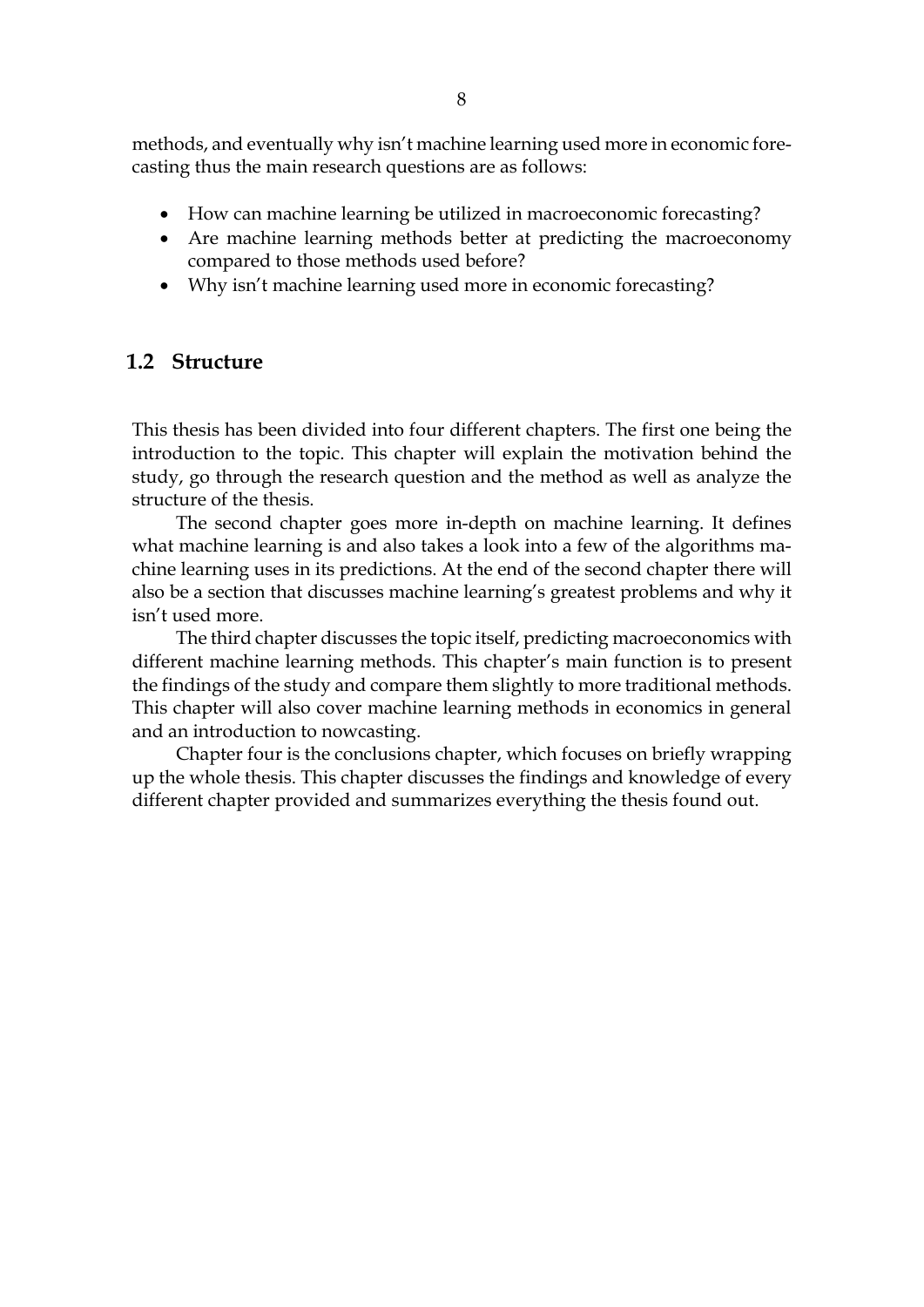methods, and eventually why isn't machine learning used more in economic forecasting thus the main research questions are as follows:

- How can machine learning be utilized in macroeconomic forecasting?
- Are machine learning methods better at predicting the macroeconomy compared to those methods used before?
- Why isn't machine learning used more in economic forecasting?

## 1.2 Structure

This thesis has been divided into four different chapters. The first one being the introduction to the topic. This chapter will explain the motivation behind the study, go through the research question and the method as well as analyze the structure of the thesis.

The second chapter goes more in-depth on machine learning. It defines what machine learning is and also takes a look into a few of the algorithms machine learning uses in its predictions. At the end of the second chapter there will also be a section that discusses machine learning's greatest problems and why it isn't used more.

The third chapter discusses the topic itself, predicting macroeconomics with different machine learning methods. This chapter's main function is to present the findings of the study and compare them slightly to more traditional methods. This chapter will also cover machine learning methods in economics in general and an introduction to nowcasting.

Chapter four is the conclusions chapter, which focuses on briefly wrapping up the whole thesis. This chapter discusses the findings and knowledge of every different chapter provided and summarizes everything the thesis found out.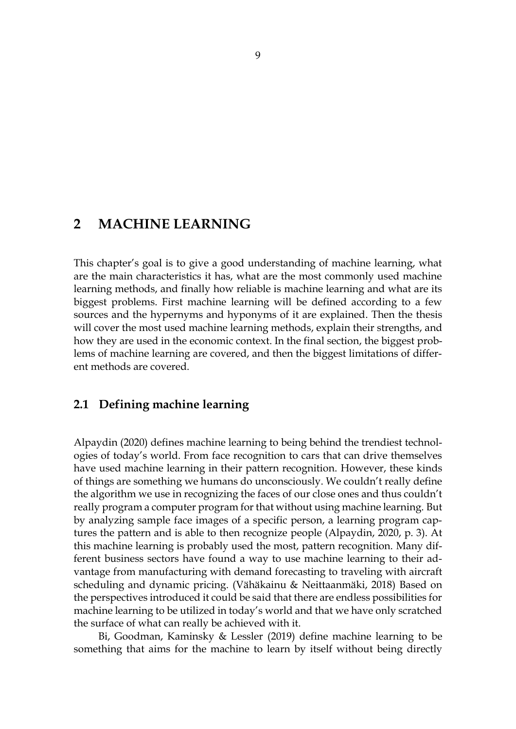# 2 MACHINE LEARNING

This chapter's goal is to give a good understanding of machine learning, what are the main characteristics it has, what are the most commonly used machine learning methods, and finally how reliable is machine learning and what are its biggest problems. First machine learning will be defined according to a few sources and the hypernyms and hyponyms of it are explained. Then the thesis will cover the most used machine learning methods, explain their strengths, and how they are used in the economic context. In the final section, the biggest problems of machine learning are covered, and then the biggest limitations of different methods are covered.

## 2.1 Defining machine learning

Alpaydin (2020) defines machine learning to being behind the trendiest technologies of today's world. From face recognition to cars that can drive themselves have used machine learning in their pattern recognition. However, these kinds of things are something we humans do unconsciously. We couldn't really define the algorithm we use in recognizing the faces of our close ones and thus couldn't really program a computer program for that without using machine learning. But by analyzing sample face images of a specific person, a learning program captures the pattern and is able to then recognize people (Alpaydin, 2020, p. 3). At this machine learning is probably used the most, pattern recognition. Many different business sectors have found a way to use machine learning to their advantage from manufacturing with demand forecasting to traveling with aircraft scheduling and dynamic pricing. (Vähäkainu & Neittaanmäki, 2018) Based on the perspectives introduced it could be said that there are endless possibilities for machine learning to be utilized in today's world and that we have only scratched the surface of what can really be achieved with it.

Bi, Goodman, Kaminsky & Lessler (2019) define machine learning to be something that aims for the machine to learn by itself without being directly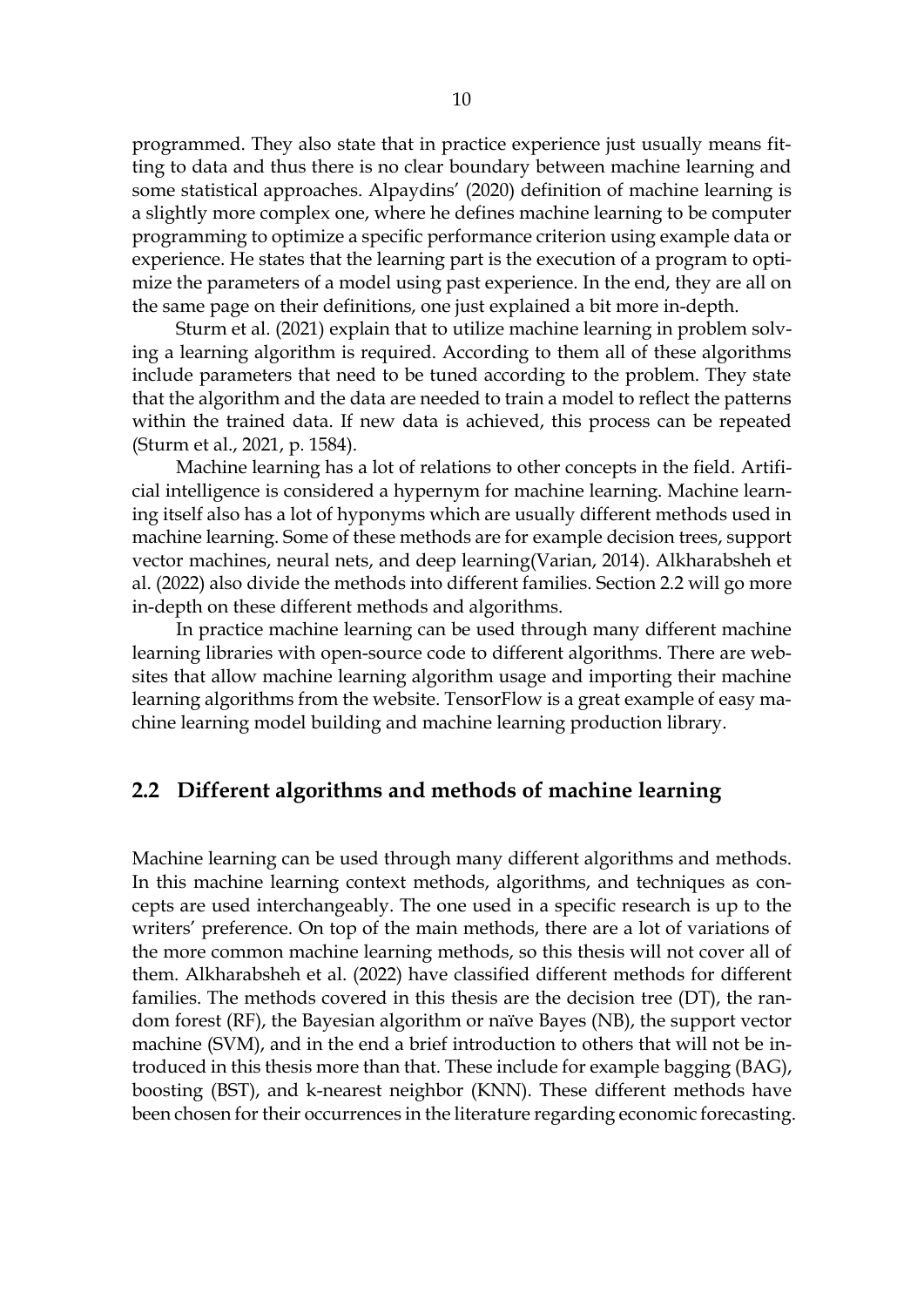programmed. They also state that in practice experience just usually means fitting to data and thus there is no clear boundary between machine learning and some statistical approaches. Alpaydins' (2020) definition of machine learning is a slightly more complex one, where he defines machine learning to be computer programming to optimize a specific performance criterion using example data or experience. He states that the learning part is the execution of a program to optimize the parameters of a model using past experience. In the end, they are all on the same page on their definitions, one just explained a bit more in-depth.

Sturm et al. (2021) explain that to utilize machine learning in problem solving a learning algorithm is required. According to them all of these algorithms include parameters that need to be tuned according to the problem. They state that the algorithm and the data are needed to train a model to reflect the patterns within the trained data. If new data is achieved, this process can be repeated (Sturm et al., 2021, p. 1584).

Machine learning has a lot of relations to other concepts in the field. Artificial intelligence is considered a hypernym for machine learning. Machine learning itself also has a lot of hyponyms which are usually different methods used in machine learning. Some of these methods are for example decision trees, support vector machines, neural nets, and deep learning(Varian, 2014). Alkharabsheh et al. (2022) also divide the methods into different families. Section 2.2 will go more in-depth on these different methods and algorithms.

In practice machine learning can be used through many different machine learning libraries with open-source code to different algorithms. There are websites that allow machine learning algorithm usage and importing their machine learning algorithms from the website. TensorFlow is a great example of easy machine learning model building and machine learning production library.

## 2.2 Different algorithms and methods of machine learning

Machine learning can be used through many different algorithms and methods. In this machine learning context methods, algorithms, and techniques as concepts are used interchangeably. The one used in a specific research is up to the writers' preference. On top of the main methods, there are a lot of variations of the more common machine learning methods, so this thesis will not cover all of them. Alkharabsheh et al. (2022) have classified different methods for different families. The methods covered in this thesis are the decision tree (DT), the random forest (RF), the Bayesian algorithm or naïve Bayes (NB), the support vector machine (SVM), and in the end a brief introduction to others that will not be introduced in this thesis more than that. These include for example bagging (BAG), boosting (BST), and k-nearest neighbor (KNN). These different methods have been chosen for their occurrences in the literature regarding economic forecasting.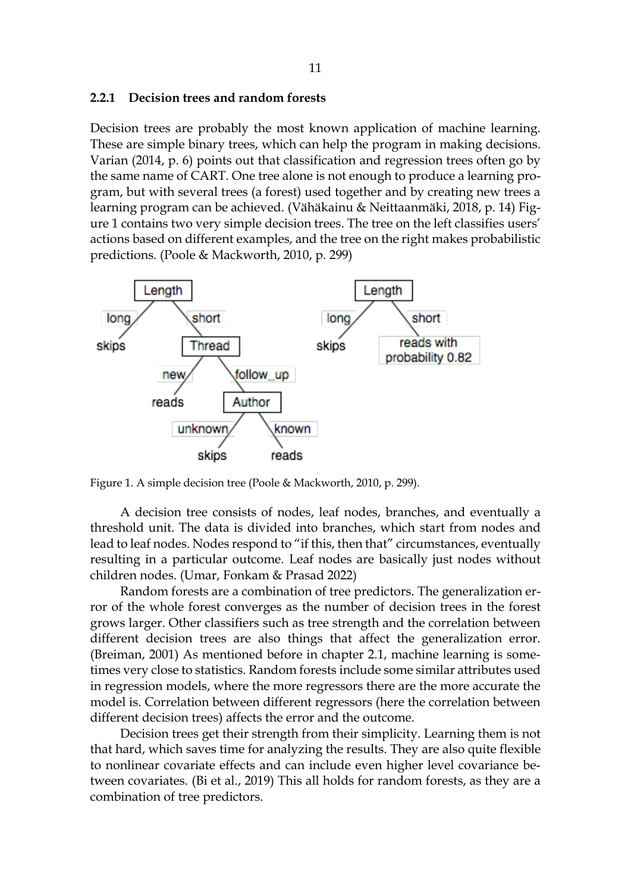### 2.2.1 Decision trees and random forests

Decision trees are probably the most known application of machine learning. These are simple binary trees, which can help the program in making decisions. Varian (2014, p. 6) points out that classification and regression trees often go by the same name of CART. One tree alone is not enough to produce a learning program, but with several trees (a forest) used together and by creating new trees a learning program can be achieved. (Vähäkainu & Neittaanmäki, 2018, p. 14) Figure 1 contains two very simple decision trees. The tree on the left classifies users' actions based on different examples, and the tree on the right makes probabilistic predictions. (Poole & Mackworth, 2010, p. 299)

Figure 1. A simple decision tree (Poole & Mackworth, 2010, p. 299).

A decision tree consists of nodes, leaf nodes, branches, and eventually a threshold unit. The data is divided into branches, which start from nodes and lead to leaf nodes. Nodes respond to "if this, then that" circumstances, eventually resulting in a particular outcome. Leaf nodes are basically just nodes without children nodes. (Umar, Fonkam & Prasad 2022)

Random forests are a combination of tree predictors. The generalization error of the whole forest converges as the number of decision trees in the forest grows larger. Other classifiers such as tree strength and the correlation between different decision trees are also things that affect the generalization error. (Breiman, 2001) As mentioned before in chapter 2.1, machine learning is sometimes very close to statistics. Random forests include some similar attributes used in regression models, where the more regressors there are the more accurate the model is. Correlation between different regressors (here the correlation between different decision trees) affects the error and the outcome.

Decision trees get their strength from their simplicity. Learning them is not that hard, which saves time for analyzing the results. They are also quite flexible to nonlinear covariate effects and can include even higher level covariance between covariates. (Bi et al., 2019) This all holds for random forests, as they are a combination of tree predictors.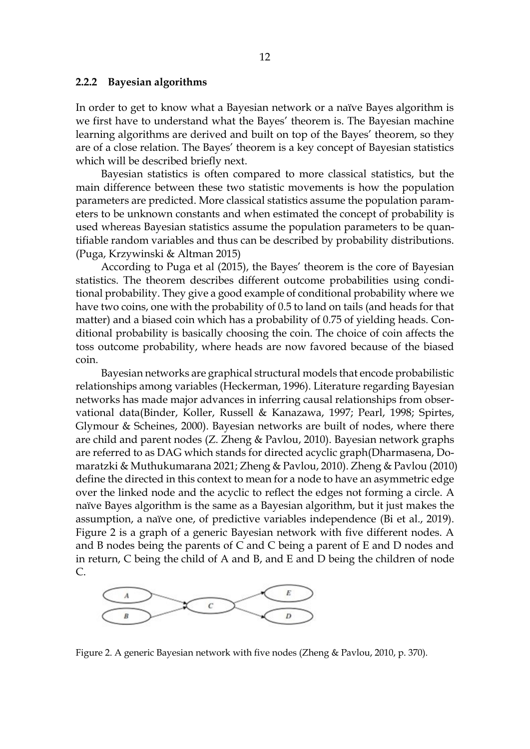### 2.2.2 Bayesian algorithms

In order to get to know what a Bayesian network or a naïve Bayes algorithm is we first have to understand what the Bayes' theorem is. The Bayesian machine learning algorithms are derived and built on top of the Bayes' theorem, so they are of a close relation. The Bayes' theorem is a key concept of Bayesian statistics which will be described briefly next.

Bayesian statistics is often compared to more classical statistics, but the main difference between these two statistic movements is how the population parameters are predicted. More classical statistics assume the population parameters to be unknown constants and when estimated the concept of probability is used whereas Bayesian statistics assume the population parameters to be quantifiable random variables and thus can be described by probability distributions. (Puga, Krzywinski & Altman 2015)

According to Puga et al (2015), the Bayes' theorem is the core of Bayesian statistics. The theorem describes different outcome probabilities using conditional probability. They give a good example of conditional probability where we have two coins, one with the probability of 0.5 to land on tails (and heads for that matter) and a biased coin which has a probability of 0.75 of yielding heads. Conditional probability is basically choosing the coin. The choice of coin affects the toss outcome probability, where heads are now favored because of the biased coin.

Bayesian networks are graphical structural models that encode probabilistic relationships among variables (Heckerman, 1996). Literature regarding Bayesian networks has made major advances in inferring causal relationships from observational data(Binder, Koller, Russell & Kanazawa, 1997; Pearl, 1998; Spirtes, Glymour & Scheines, 2000). Bayesian networks are built of nodes, where there are child and parent nodes (Z. Zheng & Pavlou, 2010). Bayesian network graphs are referred to as DAG which stands for directed acyclic graph(Dharmasena, Domaratzki & Muthukumarana 2021; Zheng & Pavlou, 2010). Zheng & Pavlou (2010) define the directed in this context to mean for a node to have an asymmetric edge over the linked node and the acyclic to reflect the edges not forming a circle. A naïve Bayes algorithm is the same as a Bayesian algorithm, but it just makes the assumption, a naïve one, of predictive variables independence (Bi et al., 2019). Figure 2 is a graph of a generic Bayesian network with five different nodes. A and B nodes being the parents of C and C being a parent of E and D nodes and in return, C being the child of A and B, and E and D being the children of node C.

Figure 2. A generic Bayesian network with five nodes (Zheng & Pavlou, 2010, p. 370).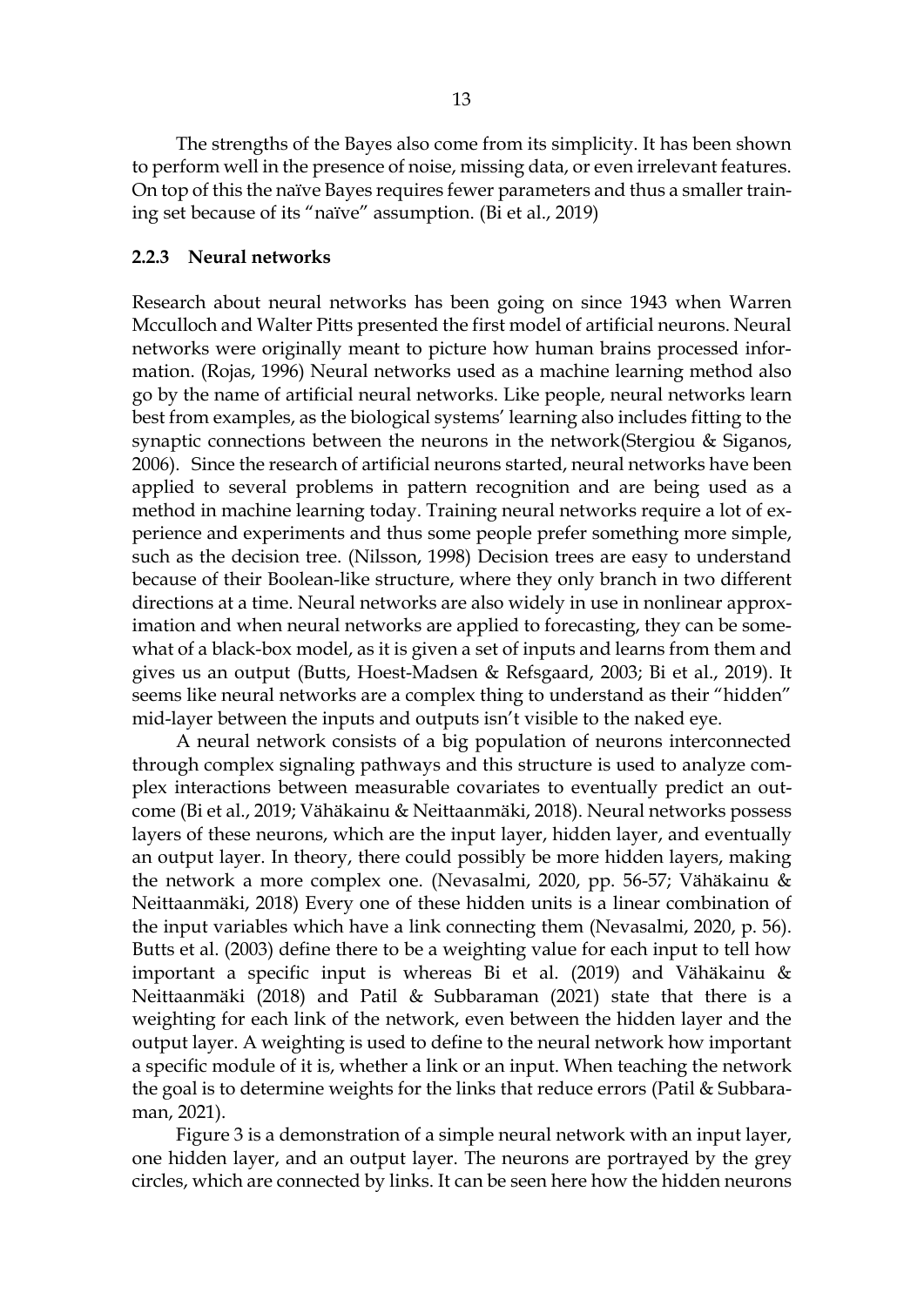The strengths of the Bayes also come from its simplicity. It has been shown to perform well in the presence of noise, missing data, or even irrelevant features. On top of this the naïve Bayes requires fewer parameters and thus a smaller training set because of its "naïve" assumption. (Bi et al., 2019)

### 2.2.3 Neural networks

Research about neural networks has been going on since 1943 when Warren Mcculloch and Walter Pitts presented the first model of artificial neurons. Neural networks were originally meant to picture how human brains processed information. (Rojas, 1996) Neural networks used as a machine learning method also go by the name of artificial neural networks. Like people, neural networks learn best from examples, as the biological systems' learning also includes fitting to the synaptic connections between the neurons in the network(Stergiou & Siganos, 2006). Since the research of artificial neurons started, neural networks have been applied to several problems in pattern recognition and are being used as a method in machine learning today. Training neural networks require a lot of experience and experiments and thus some people prefer something more simple, such as the decision tree. (Nilsson, 1998) Decision trees are easy to understand because of their Boolean-like structure, where they only branch in two different directions at a time. Neural networks are also widely in use in nonlinear approximation and when neural networks are applied to forecasting, they can be somewhat of a black-box model, as it is given a set of inputs and learns from them and gives us an output (Butts, Hoest-Madsen & Refsgaard, 2003; Bi et al., 2019). It seems like neural networks are a complex thing to understand as their "hidden" mid-layer between the inputs and outputs isn't visible to the naked eye.

A neural network consists of a big population of neurons interconnected through complex signaling pathways and this structure is used to analyze complex interactions between measurable covariates to eventually predict an outcome (Bi et al., 2019; Vähäkainu & Neittaanmäki, 2018). Neural networks possess layers of these neurons, which are the input layer, hidden layer, and eventually an output layer. In theory, there could possibly be more hidden layers, making the network a more complex one. (Nevasalmi, 2020, pp. 56-57; Vähäkainu & Neittaanmäki, 2018) Every one of these hidden units is a linear combination of the input variables which have a link connecting them (Nevasalmi, 2020, p. 56). Butts et al. (2003) define there to be a weighting value for each input to tell how important a specific input is whereas Bi et al. (2019) and Vähäkainu & Neittaanmäki (2018) and Patil & Subbaraman (2021) state that there is a weighting for each link of the network, even between the hidden layer and the output layer. A weighting is used to define to the neural network how important a specific module of it is, whether a link or an input. When teaching the network the goal is to determine weights for the links that reduce errors (Patil & Subbaraman, 2021).

Figure 3 is a demonstration of a simple neural network with an input layer, one hidden layer, and an output layer. The neurons are portrayed by the grey circles, which are connected by links. It can be seen here how the hidden neurons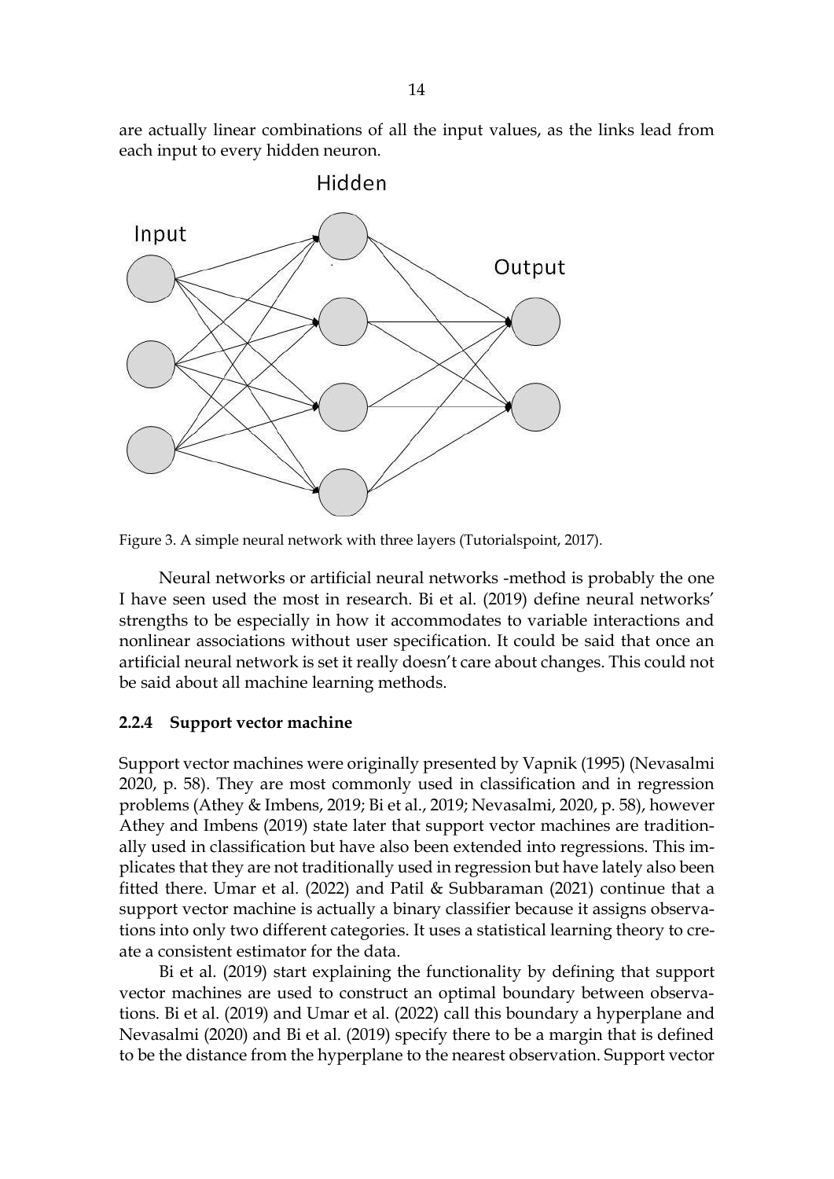are actually linear combinations of all the input values, as the links lead from each input to every hidden neuron.

Figure 3. A simple neural network with three layers (Tutorialspoint, 2017).

Neural networks or artificial neural networks -method is probably the one I have seen used the most in research. Bi et al. (2019) define neural networks' strengths to be especially in how it accommodates to variable interactions and nonlinear associations without user specification. It could be said that once an artificial neural network is set it really doesn't care about changes. This could not be said about all machine learning methods.

### 2.2.4 Support vector machine

Support vector machines were originally presented by Vapnik (1995) (Nevasalmi 2020, p. 58). They are most commonly used in classification and in regression problems (Athey & Imbens, 2019; Bi et al., 2019; Nevasalmi, 2020, p. 58), however Athey and Imbens (2019) state later that support vector machines are traditionally used in classification but have also been extended into regressions. This implicates that they are not traditionally used in regression but have lately also been fitted there. Umar et al. (2022) and Patil & Subbaraman (2021) continue that a support vector machine is actually a binary classifier because it assigns observations into only two different categories. It uses a statistical learning theory to create a consistent estimator for the data.

Bi et al. (2019) start explaining the functionality by defining that support vector machines are used to construct an optimal boundary between observations. Bi et al. (2019) and Umar et al. (2022) call this boundary a hyperplane and Nevasalmi (2020) and Bi et al. (2019) specify there to be a margin that is defined to be the distance from the hyperplane to the nearest observation. Support vector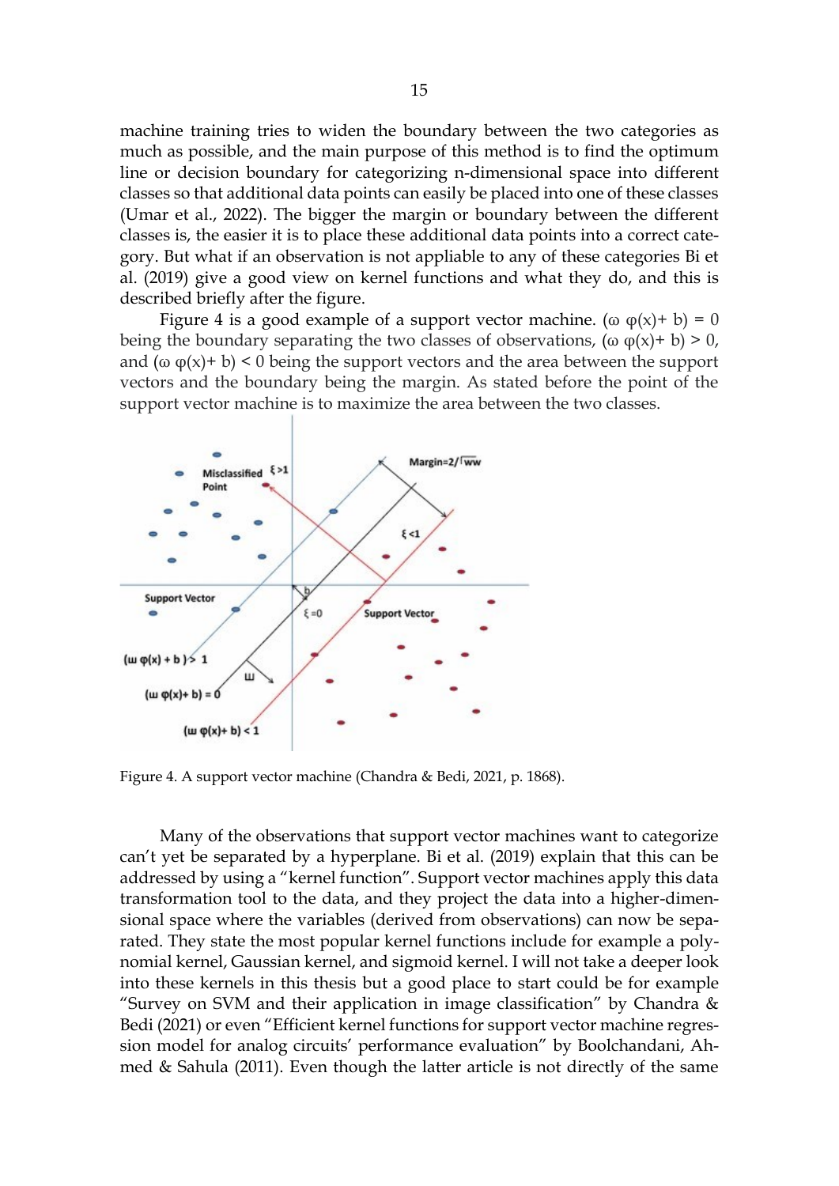machine training tries to widen the boundary between the two categories as much as possible, and the main purpose of this method is to find the optimum line or decision boundary for categorizing n-dimensional space into different classes so that additional data points can easily be placed into one of these classes (Umar et al., 2022). The bigger the margin or boundary between the different classes is, the easier it is to place these additional data points into a correct category. But what if an observation is not appliable to any of these categories Bi et al. (2019) give a good view on kernel functions and what they do, and this is described briefly after the figure.

Figure 4 is a good example of a support vector machine. ($\omega$ $\varphi(x)$+ b) = 0 being the boundary separating the two classes of observations, ($\omega$ $\varphi(x)$+ b) > 0, and ($\omega$ $\varphi(x)$+ b) < 0 being the support vectors and the area between the support vectors and the boundary being the margin. As stated before the point of the support vector machine is to maximize the area between the two classes.

Figure 4. A support vector machine (Chandra & Bedi, 2021, p. 1868).

Many of the observations that support vector machines want to categorize can't yet be separated by a hyperplane. Bi et al. (2019) explain that this can be addressed by using a "kernel function". Support vector machines apply this data transformation tool to the data, and they project the data into a higher-dimensional space where the variables (derived from observations) can now be separated. They state the most popular kernel functions include for example a polynomial kernel, Gaussian kernel, and sigmoid kernel. I will not take a deeper look into these kernels in this thesis but a good place to start could be for example "Survey on SVM and their application in image classification" by Chandra & Bedi (2021) or even "Efficient kernel functions for support vector machine regression model for analog circuits' performance evaluation" by Boolchandani, Ahmed & Sahula (2011). Even though the latter article is not directly of the same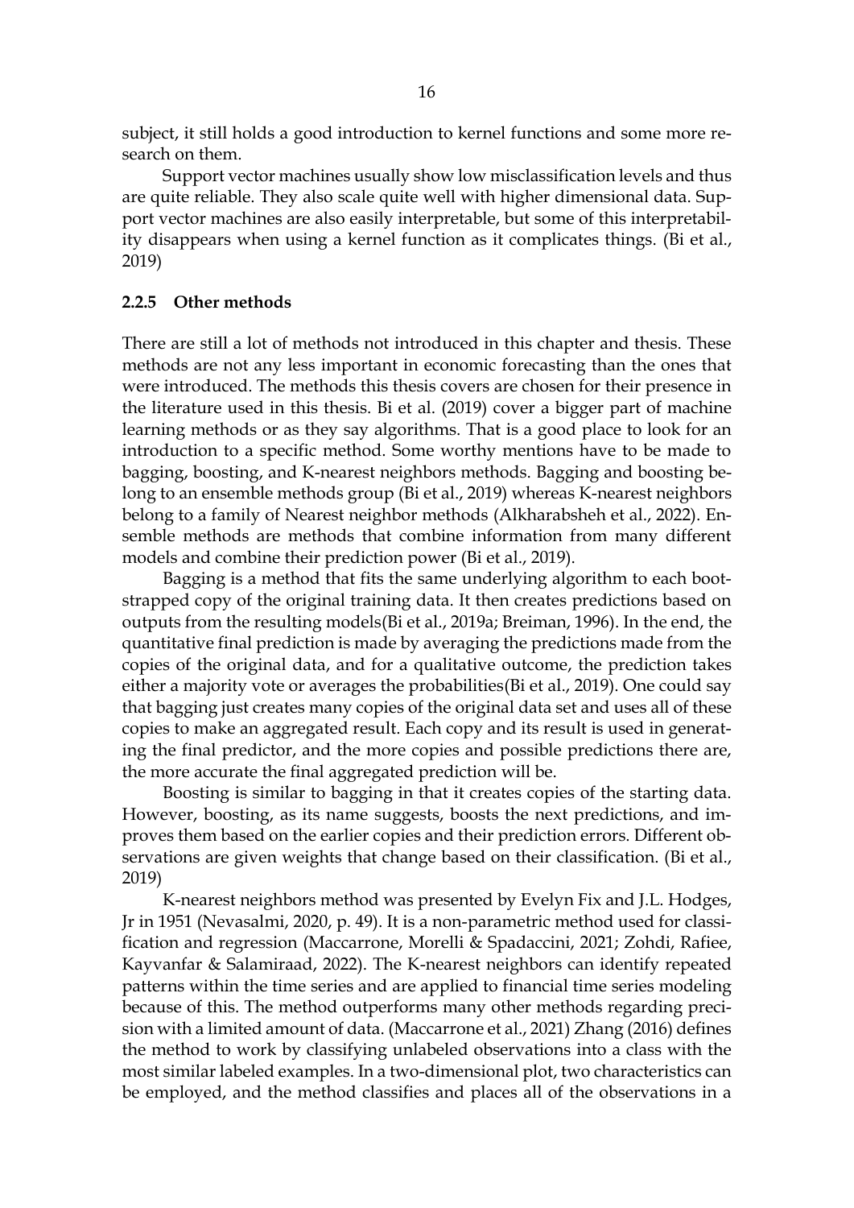subject, it still holds a good introduction to kernel functions and some more research on them.

Support vector machines usually show low misclassification levels and thus are quite reliable. They also scale quite well with higher dimensional data. Support vector machines are also easily interpretable, but some of this interpretability disappears when using a kernel function as it complicates things. (Bi et al., 2019)

### 2.2.5 Other methods

There are still a lot of methods not introduced in this chapter and thesis. These methods are not any less important in economic forecasting than the ones that were introduced. The methods this thesis covers are chosen for their presence in the literature used in this thesis. Bi et al. (2019) cover a bigger part of machine learning methods or as they say algorithms. That is a good place to look for an introduction to a specific method. Some worthy mentions have to be made to bagging, boosting, and K-nearest neighbors methods. Bagging and boosting belong to an ensemble methods group (Bi et al., 2019) whereas K-nearest neighbors belong to a family of Nearest neighbor methods (Alkharabsheh et al., 2022). Ensemble methods are methods that combine information from many different models and combine their prediction power (Bi et al., 2019).

Bagging is a method that fits the same underlying algorithm to each bootstrapped copy of the original training data. It then creates predictions based on outputs from the resulting models(Bi et al., 2019a; Breiman, 1996). In the end, the quantitative final prediction is made by averaging the predictions made from the copies of the original data, and for a qualitative outcome, the prediction takes either a majority vote or averages the probabilities(Bi et al., 2019). One could say that bagging just creates many copies of the original data set and uses all of these copies to make an aggregated result. Each copy and its result is used in generating the final predictor, and the more copies and possible predictions there are, the more accurate the final aggregated prediction will be.

Boosting is similar to bagging in that it creates copies of the starting data. However, boosting, as its name suggests, boosts the next predictions, and improves them based on the earlier copies and their prediction errors. Different observations are given weights that change based on their classification. (Bi et al., 2019)

K-nearest neighbors method was presented by Evelyn Fix and J.L. Hodges, Jr in 1951 (Nevasalmi, 2020, p. 49). It is a non-parametric method used for classification and regression (Maccarrone, Morelli & Spadaccini, 2021; Zohdi, Rafiee, Kayvanfar & Salamiraad, 2022). The K-nearest neighbors can identify repeated patterns within the time series and are applied to financial time series modeling because of this. The method outperforms many other methods regarding precision with a limited amount of data. (Maccarrone et al., 2021) Zhang (2016) defines the method to work by classifying unlabeled observations into a class with the most similar labeled examples. In a two-dimensional plot, two characteristics can be employed, and the method classifies and places all of the observations in a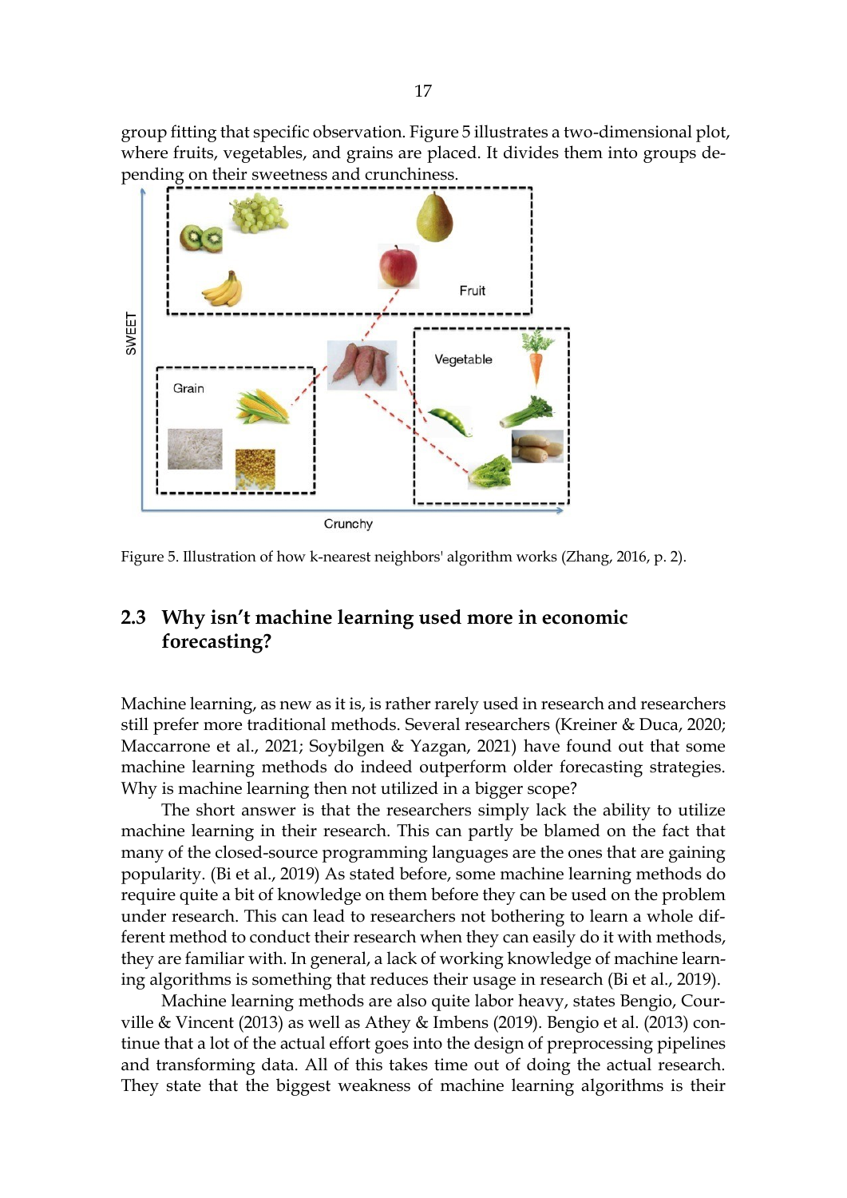group fitting that specific observation. Figure 5 illustrates a two-dimensional plot, where fruits, vegetables, and grains are placed. It divides them into groups depending on their sweetness and crunchiness.

Figure 5. Illustration of how k-nearest neighbors' algorithm works (Zhang, 2016, p. 2).

## 2.3 Why isn't machine learning used more in economic forecasting?

Machine learning, as new as it is, is rather rarely used in research and researchers still prefer more traditional methods. Several researchers (Kreiner & Duca, 2020; Maccarrone et al., 2021; Soybilgen & Yazgan, 2021) have found out that some machine learning methods do indeed outperform older forecasting strategies. Why is machine learning then not utilized in a bigger scope?

The short answer is that the researchers simply lack the ability to utilize machine learning in their research. This can partly be blamed on the fact that many of the closed-source programming languages are the ones that are gaining popularity. (Bi et al., 2019) As stated before, some machine learning methods do require quite a bit of knowledge on them before they can be used on the problem under research. This can lead to researchers not bothering to learn a whole different method to conduct their research when they can easily do it with methods, they are familiar with. In general, a lack of working knowledge of machine learning algorithms is something that reduces their usage in research (Bi et al., 2019).

Machine learning methods are also quite labor heavy, states Bengio, Courville & Vincent (2013) as well as Athey & Imbens (2019). Bengio et al. (2013) continue that a lot of the actual effort goes into the design of preprocessing pipelines and transforming data. All of this takes time out of doing the actual research. They state that the biggest weakness of machine learning algorithms is their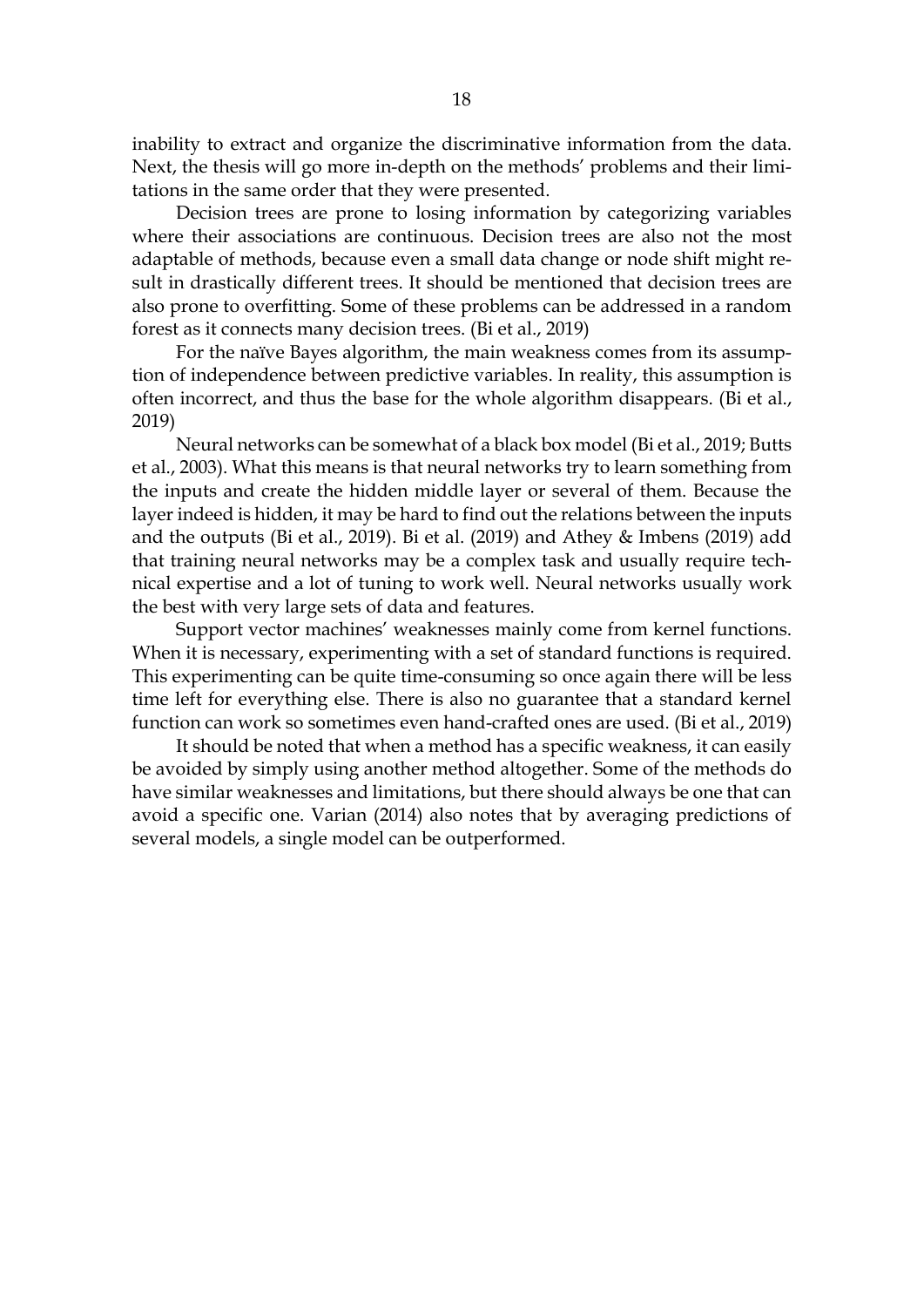inability to extract and organize the discriminative information from the data. Next, the thesis will go more in-depth on the methods' problems and their limitations in the same order that they were presented.

Decision trees are prone to losing information by categorizing variables where their associations are continuous. Decision trees are also not the most adaptable of methods, because even a small data change or node shift might result in drastically different trees. It should be mentioned that decision trees are also prone to overfitting. Some of these problems can be addressed in a random forest as it connects many decision trees. (Bi et al., 2019)

For the naïve Bayes algorithm, the main weakness comes from its assumption of independence between predictive variables. In reality, this assumption is often incorrect, and thus the base for the whole algorithm disappears. (Bi et al., 2019)

Neural networks can be somewhat of a black box model (Bi et al., 2019; Butts et al., 2003). What this means is that neural networks try to learn something from the inputs and create the hidden middle layer or several of them. Because the layer indeed is hidden, it may be hard to find out the relations between the inputs and the outputs (Bi et al., 2019). Bi et al. (2019) and Athey & Imbens (2019) add that training neural networks may be a complex task and usually require technical expertise and a lot of tuning to work well. Neural networks usually work the best with very large sets of data and features.

Support vector machines' weaknesses mainly come from kernel functions. When it is necessary, experimenting with a set of standard functions is required. This experimenting can be quite time-consuming so once again there will be less time left for everything else. There is also no guarantee that a standard kernel function can work so sometimes even hand-crafted ones are used. (Bi et al., 2019)

It should be noted that when a method has a specific weakness, it can easily be avoided by simply using another method altogether. Some of the methods do have similar weaknesses and limitations, but there should always be one that can avoid a specific one. Varian (2014) also notes that by averaging predictions of several models, a single model can be outperformed.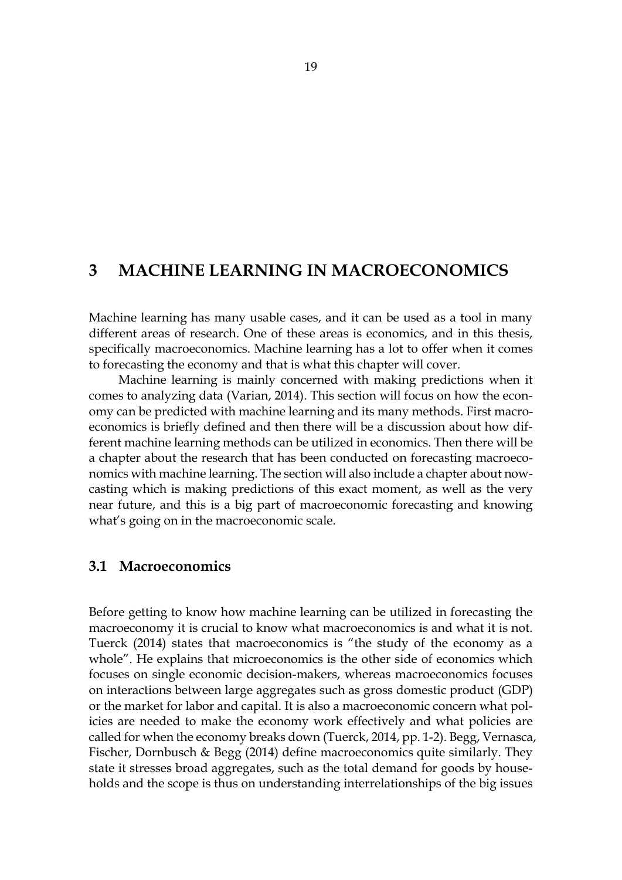# 3 MACHINE LEARNING IN MACROECONOMICS

Machine learning has many usable cases, and it can be used as a tool in many different areas of research. One of these areas is economics, and in this thesis, specifically macroeconomics. Machine learning has a lot to offer when it comes to forecasting the economy and that is what this chapter will cover.

Machine learning is mainly concerned with making predictions when it comes to analyzing data (Varian, 2014). This section will focus on how the economy can be predicted with machine learning and its many methods. First macroeconomics is briefly defined and then there will be a discussion about how different machine learning methods can be utilized in economics. Then there will be a chapter about the research that has been conducted on forecasting macroeconomics with machine learning. The section will also include a chapter about nowcasting which is making predictions of this exact moment, as well as the very near future, and this is a big part of macroeconomic forecasting and knowing what's going on in the macroeconomic scale.

## 3.1 Macroeconomics

Before getting to know how machine learning can be utilized in forecasting the macroeconomy it is crucial to know what macroeconomics is and what it is not. Tuerck (2014) states that macroeconomics is "the study of the economy as a whole". He explains that microeconomics is the other side of economics which focuses on single economic decision-makers, whereas macroeconomics focuses on interactions between large aggregates such as gross domestic product (GDP) or the market for labor and capital. It is also a macroeconomic concern what policies are needed to make the economy work effectively and what policies are called for when the economy breaks down (Tuerck, 2014, pp. 1-2). Begg, Vernasca, Fischer, Dornbusch & Begg (2014) define macroeconomics quite similarly. They state it stresses broad aggregates, such as the total demand for goods by households and the scope is thus on understanding interrelationships of the big issues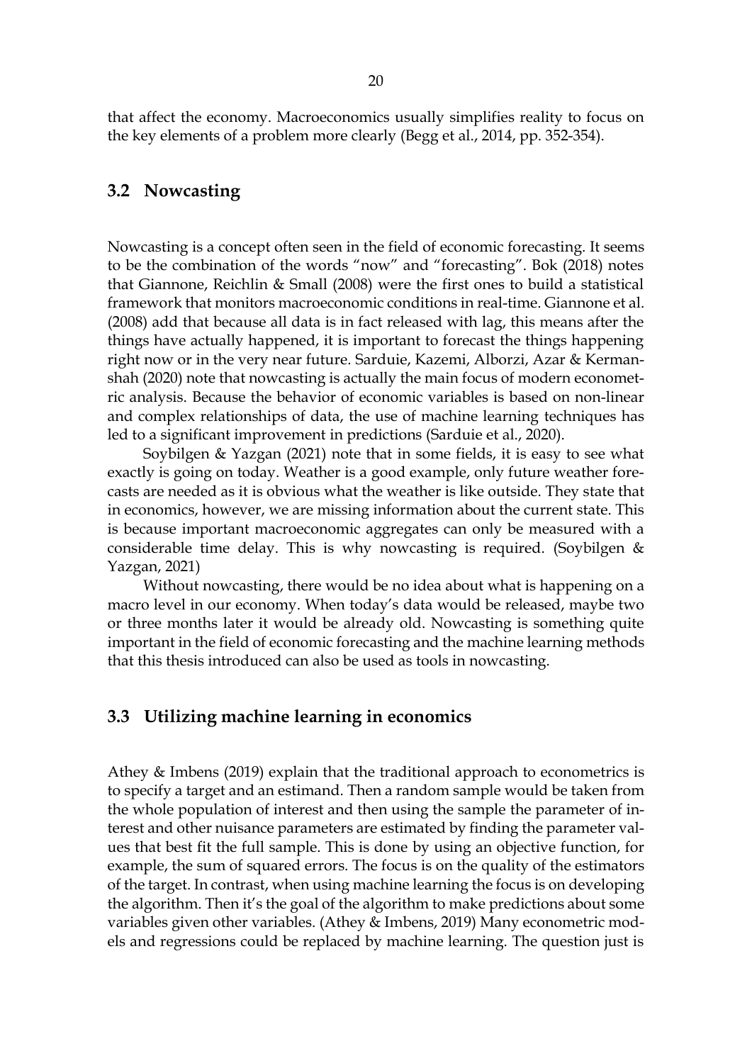that affect the economy. Macroeconomics usually simplifies reality to focus on the key elements of a problem more clearly (Begg et al., 2014, pp. 352-354).

## 3.2 Nowcasting

Nowcasting is a concept often seen in the field of economic forecasting. It seems to be the combination of the words "now" and "forecasting". Bok (2018) notes that Giannone, Reichlin & Small (2008) were the first ones to build a statistical framework that monitors macroeconomic conditions in real-time. Giannone et al. (2008) add that because all data is in fact released with lag, this means after the things have actually happened, it is important to forecast the things happening right now or in the very near future. Sarduie, Kazemi, Alborzi, Azar & Kermanshah (2020) note that nowcasting is actually the main focus of modern econometric analysis. Because the behavior of economic variables is based on non-linear and complex relationships of data, the use of machine learning techniques has led to a significant improvement in predictions (Sarduie et al., 2020).

Soybilgen & Yazgan (2021) note that in some fields, it is easy to see what exactly is going on today. Weather is a good example, only future weather forecasts are needed as it is obvious what the weather is like outside. They state that in economics, however, we are missing information about the current state. This is because important macroeconomic aggregates can only be measured with a considerable time delay. This is why nowcasting is required. (Soybilgen & Yazgan, 2021)

Without nowcasting, there would be no idea about what is happening on a macro level in our economy. When today's data would be released, maybe two or three months later it would be already old. Nowcasting is something quite important in the field of economic forecasting and the machine learning methods that this thesis introduced can also be used as tools in nowcasting.

## 3.3 Utilizing machine learning in economics

Athey & Imbens (2019) explain that the traditional approach to econometrics is to specify a target and an estimand. Then a random sample would be taken from the whole population of interest and then using the sample the parameter of interest and other nuisance parameters are estimated by finding the parameter values that best fit the full sample. This is done by using an objective function, for example, the sum of squared errors. The focus is on the quality of the estimators of the target. In contrast, when using machine learning the focus is on developing the algorithm. Then it's the goal of the algorithm to make predictions about some variables given other variables. (Athey & Imbens, 2019) Many econometric models and regressions could be replaced by machine learning. The question just is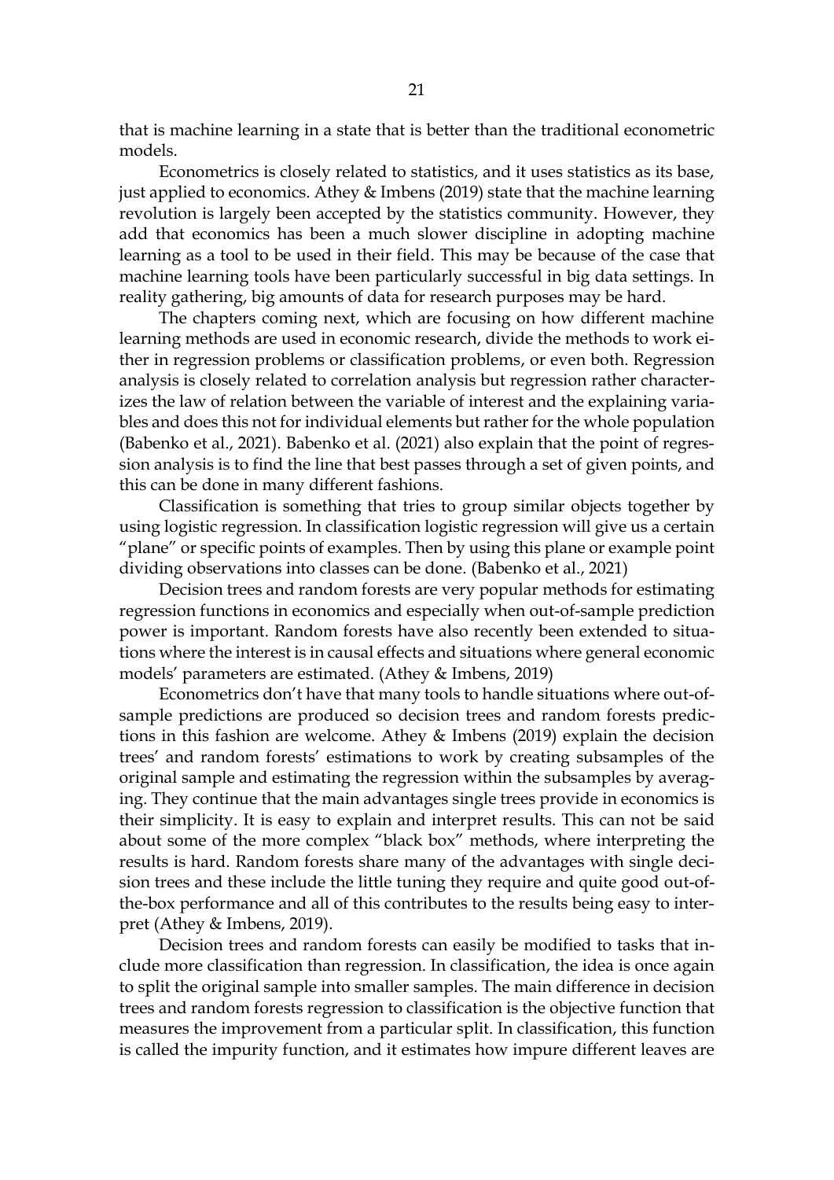that is machine learning in a state that is better than the traditional econometric models.

Econometrics is closely related to statistics, and it uses statistics as its base, just applied to economics. Athey & Imbens (2019) state that the machine learning revolution is largely been accepted by the statistics community. However, they add that economics has been a much slower discipline in adopting machine learning as a tool to be used in their field. This may be because of the case that machine learning tools have been particularly successful in big data settings. In reality gathering, big amounts of data for research purposes may be hard.

The chapters coming next, which are focusing on how different machine learning methods are used in economic research, divide the methods to work either in regression problems or classification problems, or even both. Regression analysis is closely related to correlation analysis but regression rather characterizes the law of relation between the variable of interest and the explaining variables and does this not for individual elements but rather for the whole population (Babenko et al., 2021). Babenko et al. (2021) also explain that the point of regression analysis is to find the line that best passes through a set of given points, and this can be done in many different fashions.

Classification is something that tries to group similar objects together by using logistic regression. In classification logistic regression will give us a certain "plane" or specific points of examples. Then by using this plane or example point dividing observations into classes can be done. (Babenko et al., 2021)

Decision trees and random forests are very popular methods for estimating regression functions in economics and especially when out-of-sample prediction power is important. Random forests have also recently been extended to situations where the interest is in causal effects and situations where general economic models' parameters are estimated. (Athey & Imbens, 2019)

Econometrics don't have that many tools to handle situations where out-of-sample predictions are produced so decision trees and random forests predictions in this fashion are welcome. Athey & Imbens (2019) explain the decision trees' and random forests' estimations to work by creating subsamples of the original sample and estimating the regression within the subsamples by averaging. They continue that the main advantages single trees provide in economics is their simplicity. It is easy to explain and interpret results. This can not be said about some of the more complex "black box" methods, where interpreting the results is hard. Random forests share many of the advantages with single decision trees and these include the little tuning they require and quite good out-of-the-box performance and all of this contributes to the results being easy to interpret (Athey & Imbens, 2019).

Decision trees and random forests can easily be modified to tasks that include more classification than regression. In classification, the idea is once again to split the original sample into smaller samples. The main difference in decision trees and random forests regression to classification is the objective function that measures the improvement from a particular split. In classification, this function is called the impurity function, and it estimates how impure different leaves are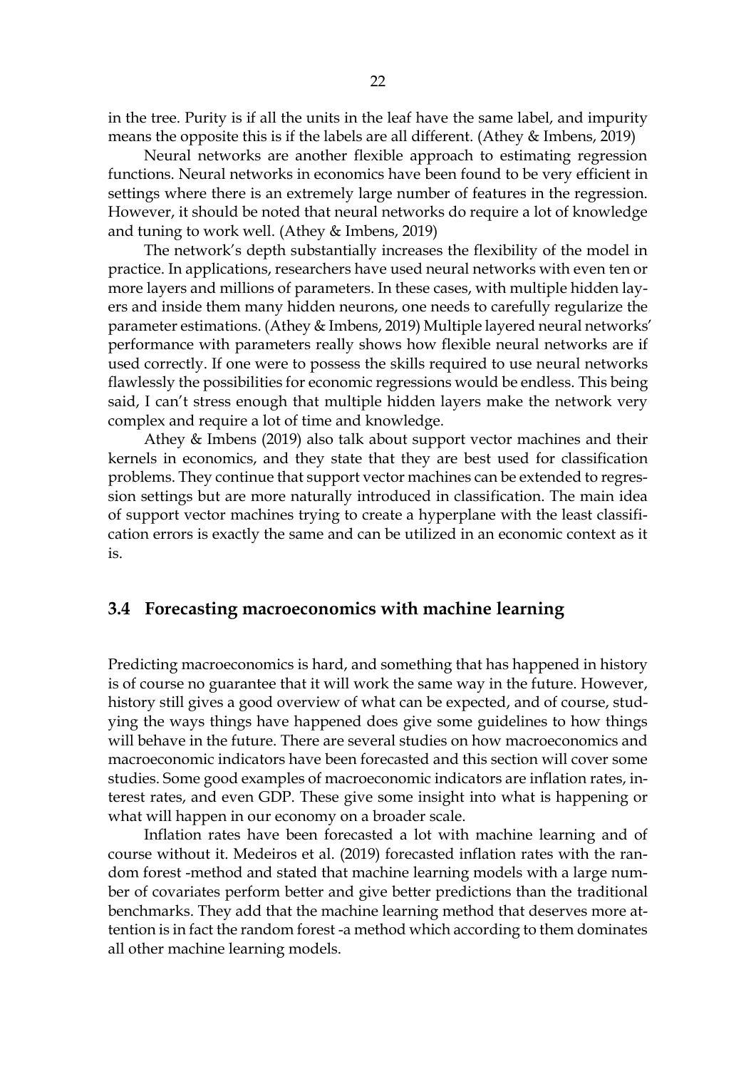in the tree. Purity is if all the units in the leaf have the same label, and impurity means the opposite this is if the labels are all different. (Athey & Imbens, 2019)

Neural networks are another flexible approach to estimating regression functions. Neural networks in economics have been found to be very efficient in settings where there is an extremely large number of features in the regression. However, it should be noted that neural networks do require a lot of knowledge and tuning to work well. (Athey & Imbens, 2019)

The network's depth substantially increases the flexibility of the model in practice. In applications, researchers have used neural networks with even ten or more layers and millions of parameters. In these cases, with multiple hidden layers and inside them many hidden neurons, one needs to carefully regularize the parameter estimations. (Athey & Imbens, 2019) Multiple layered neural networks' performance with parameters really shows how flexible neural networks are if used correctly. If one were to possess the skills required to use neural networks flawlessly the possibilities for economic regressions would be endless. This being said, I can't stress enough that multiple hidden layers make the network very complex and require a lot of time and knowledge.

Athey & Imbens (2019) also talk about support vector machines and their kernels in economics, and they state that they are best used for classification problems. They continue that support vector machines can be extended to regression settings but are more naturally introduced in classification. The main idea of support vector machines trying to create a hyperplane with the least classification errors is exactly the same and can be utilized in an economic context as it is.

## 3.4 Forecasting macroeconomics with machine learning

Predicting macroeconomics is hard, and something that has happened in history is of course no guarantee that it will work the same way in the future. However, history still gives a good overview of what can be expected, and of course, studying the ways things have happened does give some guidelines to how things will behave in the future. There are several studies on how macroeconomics and macroeconomic indicators have been forecasted and this section will cover some studies. Some good examples of macroeconomic indicators are inflation rates, interest rates, and even GDP. These give some insight into what is happening or what will happen in our economy on a broader scale.

Inflation rates have been forecasted a lot with machine learning and of course without it. Medeiros et al. (2019) forecasted inflation rates with the random forest -method and stated that machine learning models with a large number of covariates perform better and give better predictions than the traditional benchmarks. They add that the machine learning method that deserves more attention is in fact the random forest -a method which according to them dominates all other machine learning models.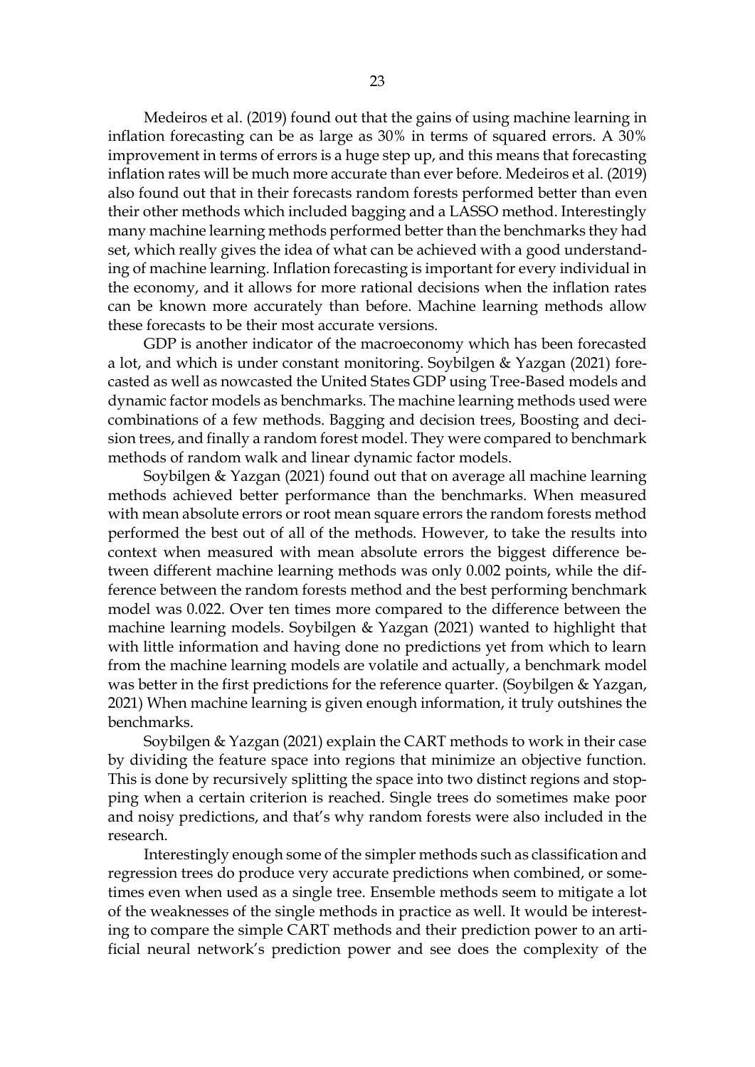Medeiros et al. (2019) found out that the gains of using machine learning in inflation forecasting can be as large as 30% in terms of squared errors. A 30% improvement in terms of errors is a huge step up, and this means that forecasting inflation rates will be much more accurate than ever before. Medeiros et al. (2019) also found out that in their forecasts random forests performed better than even their other methods which included bagging and a LASSO method. Interestingly many machine learning methods performed better than the benchmarks they had set, which really gives the idea of what can be achieved with a good understanding of machine learning. Inflation forecasting is important for every individual in the economy, and it allows for more rational decisions when the inflation rates can be known more accurately than before. Machine learning methods allow these forecasts to be their most accurate versions.

GDP is another indicator of the macroeconomy which has been forecasted a lot, and which is under constant monitoring. Soybilgen & Yazgan (2021) forecasted as well as nowcasted the United States GDP using Tree-Based models and dynamic factor models as benchmarks. The machine learning methods used were combinations of a few methods. Bagging and decision trees, Boosting and decision trees, and finally a random forest model. They were compared to benchmark methods of random walk and linear dynamic factor models.

Soybilgen & Yazgan (2021) found out that on average all machine learning methods achieved better performance than the benchmarks. When measured with mean absolute errors or root mean square errors the random forests method performed the best out of all of the methods. However, to take the results into context when measured with mean absolute errors the biggest difference between different machine learning methods was only 0.002 points, while the difference between the random forests method and the best performing benchmark model was 0.022. Over ten times more compared to the difference between the machine learning models. Soybilgen & Yazgan (2021) wanted to highlight that with little information and having done no predictions yet from which to learn from the machine learning models are volatile and actually, a benchmark model was better in the first predictions for the reference quarter. (Soybilgen & Yazgan, 2021) When machine learning is given enough information, it truly outshines the benchmarks.

Soybilgen & Yazgan (2021) explain the CART methods to work in their case by dividing the feature space into regions that minimize an objective function. This is done by recursively splitting the space into two distinct regions and stopping when a certain criterion is reached. Single trees do sometimes make poor and noisy predictions, and that's why random forests were also included in the research.

Interestingly enough some of the simpler methods such as classification and regression trees do produce very accurate predictions when combined, or sometimes even when used as a single tree. Ensemble methods seem to mitigate a lot of the weaknesses of the single methods in practice as well. It would be interesting to compare the simple CART methods and their prediction power to an artificial neural network's prediction power and see does the complexity of the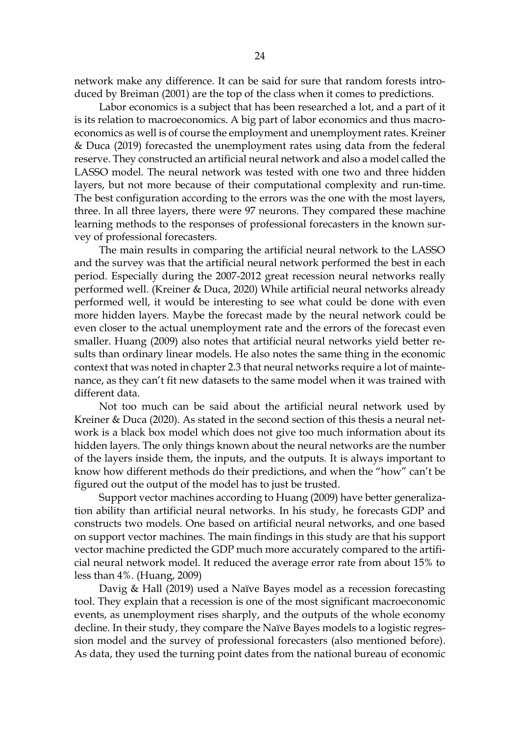network make any difference. It can be said for sure that random forests introduced by Breiman (2001) are the top of the class when it comes to predictions.

Labor economics is a subject that has been researched a lot, and a part of it is its relation to macroeconomics. A big part of labor economics and thus macroeconomics as well is of course the employment and unemployment rates. Kreiner & Duca (2019) forecasted the unemployment rates using data from the federal reserve. They constructed an artificial neural network and also a model called the LASSO model. The neural network was tested with one two and three hidden layers, but not more because of their computational complexity and run-time. The best configuration according to the errors was the one with the most layers, three. In all three layers, there were 97 neurons. They compared these machine learning methods to the responses of professional forecasters in the known survey of professional forecasters.

The main results in comparing the artificial neural network to the LASSO and the survey was that the artificial neural network performed the best in each period. Especially during the 2007-2012 great recession neural networks really performed well. (Kreiner & Duca, 2020) While artificial neural networks already performed well, it would be interesting to see what could be done with even more hidden layers. Maybe the forecast made by the neural network could be even closer to the actual unemployment rate and the errors of the forecast even smaller. Huang (2009) also notes that artificial neural networks yield better results than ordinary linear models. He also notes the same thing in the economic context that was noted in chapter 2.3 that neural networks require a lot of maintenance, as they can't fit new datasets to the same model when it was trained with different data.

Not too much can be said about the artificial neural network used by Kreiner & Duca (2020). As stated in the second section of this thesis a neural network is a black box model which does not give too much information about its hidden layers. The only things known about the neural networks are the number of the layers inside them, the inputs, and the outputs. It is always important to know how different methods do their predictions, and when the "how" can't be figured out the output of the model has to just be trusted.

Support vector machines according to Huang (2009) have better generalization ability than artificial neural networks. In his study, he forecasts GDP and constructs two models. One based on artificial neural networks, and one based on support vector machines. The main findings in this study are that his support vector machine predicted the GDP much more accurately compared to the artificial neural network model. It reduced the average error rate from about 15% to less than 4%. (Huang, 2009)

Davig & Hall (2019) used a Naïve Bayes model as a recession forecasting tool. They explain that a recession is one of the most significant macroeconomic events, as unemployment rises sharply, and the outputs of the whole economy decline. In their study, they compare the Naïve Bayes models to a logistic regression model and the survey of professional forecasters (also mentioned before). As data, they used the turning point dates from the national bureau of economic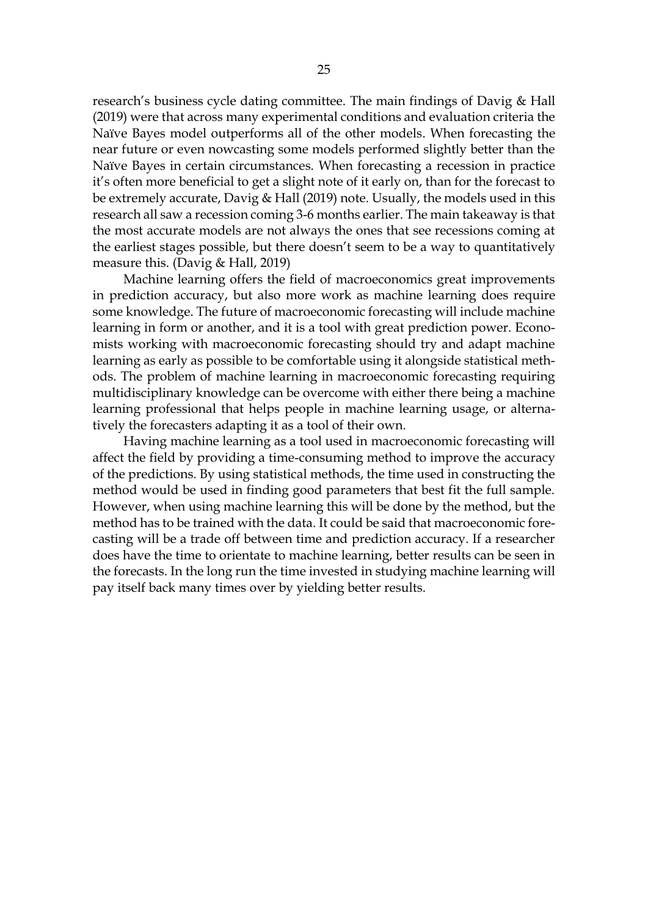research's business cycle dating committee. The main findings of Davig & Hall (2019) were that across many experimental conditions and evaluation criteria the Naïve Bayes model outperforms all of the other models. When forecasting the near future or even nowcasting some models performed slightly better than the Naïve Bayes in certain circumstances. When forecasting a recession in practice it's often more beneficial to get a slight note of it early on, than for the forecast to be extremely accurate, Davig & Hall (2019) note. Usually, the models used in this research all saw a recession coming 3-6 months earlier. The main takeaway is that the most accurate models are not always the ones that see recessions coming at the earliest stages possible, but there doesn't seem to be a way to quantitatively measure this. (Davig & Hall, 2019)

Machine learning offers the field of macroeconomics great improvements in prediction accuracy, but also more work as machine learning does require some knowledge. The future of macroeconomic forecasting will include machine learning in form or another, and it is a tool with great prediction power. Economists working with macroeconomic forecasting should try and adapt machine learning as early as possible to be comfortable using it alongside statistical methods. The problem of machine learning in macroeconomic forecasting requiring multidisciplinary knowledge can be overcome with either there being a machine learning professional that helps people in machine learning usage, or alternatively the forecasters adapting it as a tool of their own.

Having machine learning as a tool used in macroeconomic forecasting will affect the field by providing a time-consuming method to improve the accuracy of the predictions. By using statistical methods, the time used in constructing the method would be used in finding good parameters that best fit the full sample. However, when using machine learning this will be done by the method, but the method has to be trained with the data. It could be said that macroeconomic forecasting will be a trade off between time and prediction accuracy. If a researcher does have the time to orientate to machine learning, better results can be seen in the forecasts. In the long run the time invested in studying machine learning will pay itself back many times over by yielding better results.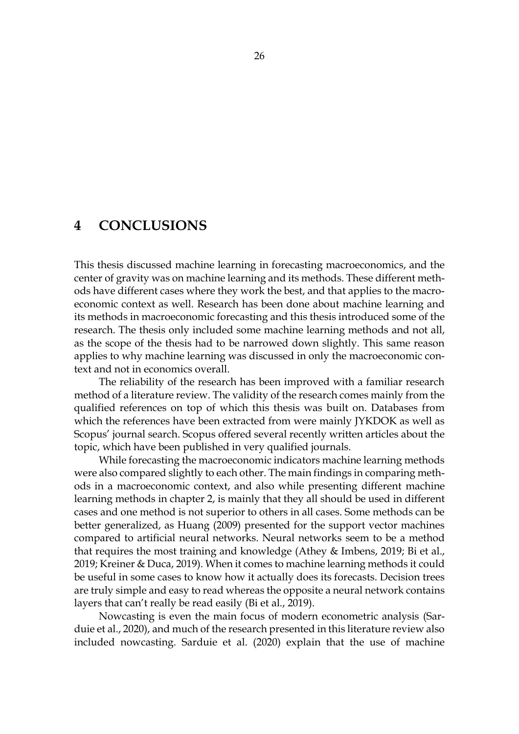# 4 CONCLUSIONS

This thesis discussed machine learning in forecasting macroeconomics, and the center of gravity was on machine learning and its methods. These different methods have different cases where they work the best, and that applies to the macroeconomic context as well. Research has been done about machine learning and its methods in macroeconomic forecasting and this thesis introduced some of the research. The thesis only included some machine learning methods and not all, as the scope of the thesis had to be narrowed down slightly. This same reason applies to why machine learning was discussed in only the macroeconomic context and not in economics overall.

The reliability of the research has been improved with a familiar research method of a literature review. The validity of the research comes mainly from the qualified references on top of which this thesis was built on. Databases from which the references have been extracted from were mainly JYKDOK as well as Scopus' journal search. Scopus offered several recently written articles about the topic, which have been published in very qualified journals.

While forecasting the macroeconomic indicators machine learning methods were also compared slightly to each other. The main findings in comparing methods in a macroeconomic context, and also while presenting different machine learning methods in chapter 2, is mainly that they all should be used in different cases and one method is not superior to others in all cases. Some methods can be better generalized, as Huang (2009) presented for the support vector machines compared to artificial neural networks. Neural networks seem to be a method that requires the most training and knowledge (Athey & Imbens, 2019; Bi et al., 2019; Kreiner & Duca, 2019). When it comes to machine learning methods it could be useful in some cases to know how it actually does its forecasts. Decision trees are truly simple and easy to read whereas the opposite a neural network contains layers that can't really be read easily (Bi et al., 2019).

Nowcasting is even the main focus of modern econometric analysis (Sarduie et al., 2020), and much of the research presented in this literature review also included nowcasting. Sarduie et al. (2020) explain that the use of machine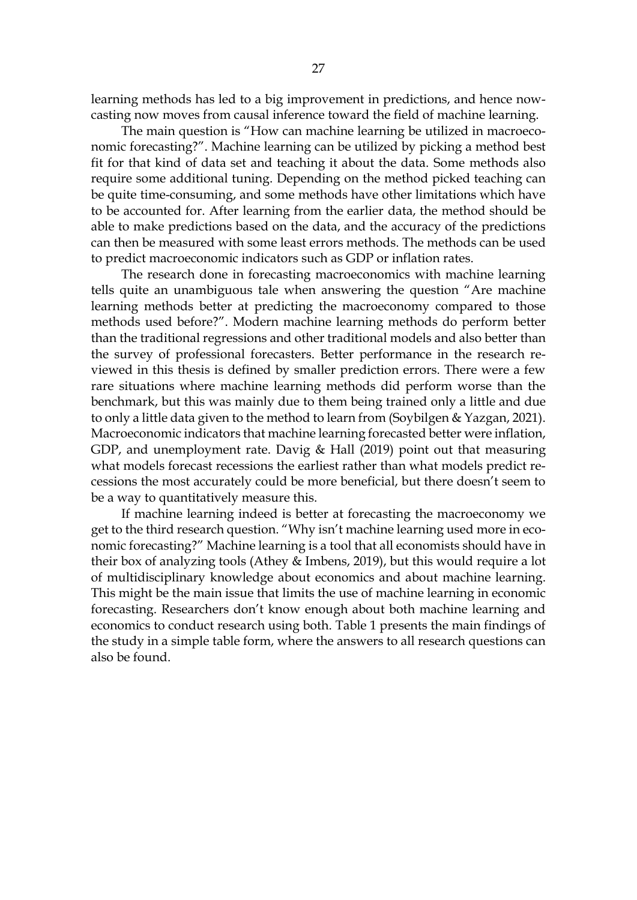learning methods has led to a big improvement in predictions, and hence nowcasting now moves from causal inference toward the field of machine learning.

The main question is "How can machine learning be utilized in macroeconomic forecasting?". Machine learning can be utilized by picking a method best fit for that kind of data set and teaching it about the data. Some methods also require some additional tuning. Depending on the method picked teaching can be quite time-consuming, and some methods have other limitations which have to be accounted for. After learning from the earlier data, the method should be able to make predictions based on the data, and the accuracy of the predictions can then be measured with some least errors methods. The methods can be used to predict macroeconomic indicators such as GDP or inflation rates.

The research done in forecasting macroeconomics with machine learning tells quite an unambiguous tale when answering the question "Are machine learning methods better at predicting the macroeconomy compared to those methods used before?". Modern machine learning methods do perform better than the traditional regressions and other traditional models and also better than the survey of professional forecasters. Better performance in the research reviewed in this thesis is defined by smaller prediction errors. There were a few rare situations where machine learning methods did perform worse than the benchmark, but this was mainly due to them being trained only a little and due to only a little data given to the method to learn from (Soybilgen & Yazgan, 2021). Macroeconomic indicators that machine learning forecasted better were inflation, GDP, and unemployment rate. Davig & Hall (2019) point out that measuring what models forecast recessions the earliest rather than what models predict recessions the most accurately could be more beneficial, but there doesn't seem to be a way to quantitatively measure this.

If machine learning indeed is better at forecasting the macroeconomy we get to the third research question. "Why isn't machine learning used more in economic forecasting?" Machine learning is a tool that all economists should have in their box of analyzing tools (Athey & Imbens, 2019), but this would require a lot of multidisciplinary knowledge about economics and about machine learning. This might be the main issue that limits the use of machine learning in economic forecasting. Researchers don't know enough about both machine learning and economics to conduct research using both. Table 1 presents the main findings of the study in a simple table form, where the answers to all research questions can also be found.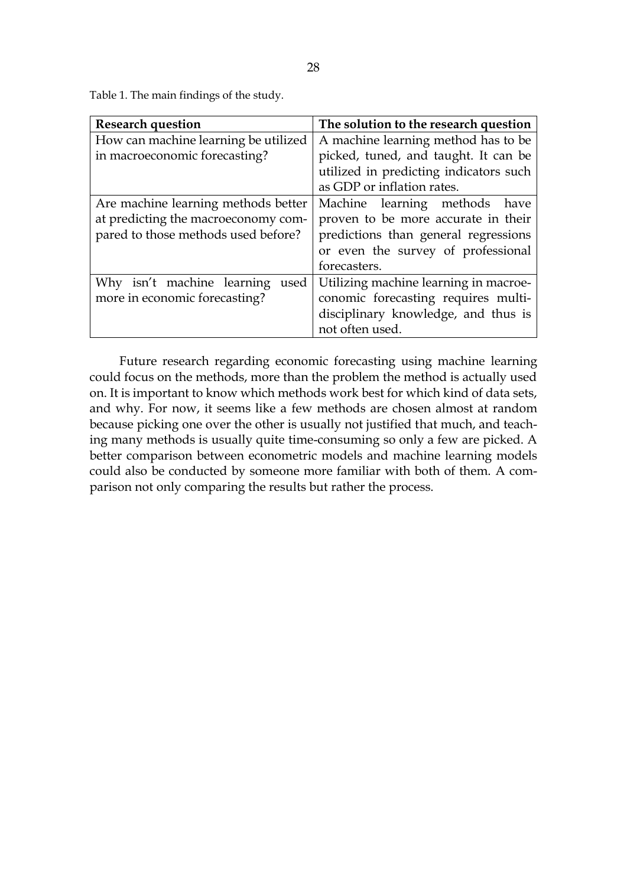Table 1. The main findings of the study.

| Research question | The solution to the research question |
|---|---|
| How can machine learning be utilized in macroeconomic forecasting? | A machine learning method has to be picked, tuned, and taught. It can be utilized in predicting indicators such as GDP or inflation rates. |
| Are machine learning methods better at predicting the macroeconomy compared to those methods used before? | Machine learning methods have proven to be more accurate in their predictions than general regressions or even the survey of professional forecasters. |
| Why isn't machine learning used more in economic forecasting? | Utilizing machine learning in macroeconomic forecasting requires multidisciplinary knowledge, and thus is not often used. |

Future research regarding economic forecasting using machine learning could focus on the methods, more than the problem the method is actually used on. It is important to know which methods work best for which kind of data sets, and why. For now, it seems like a few methods are chosen almost at random because picking one over the other is usually not justified that much, and teaching many methods is usually quite time-consuming so only a few are picked. A better comparison between econometric models and machine learning models could also be conducted by someone more familiar with both of them. A comparison not only comparing the results but rather the process.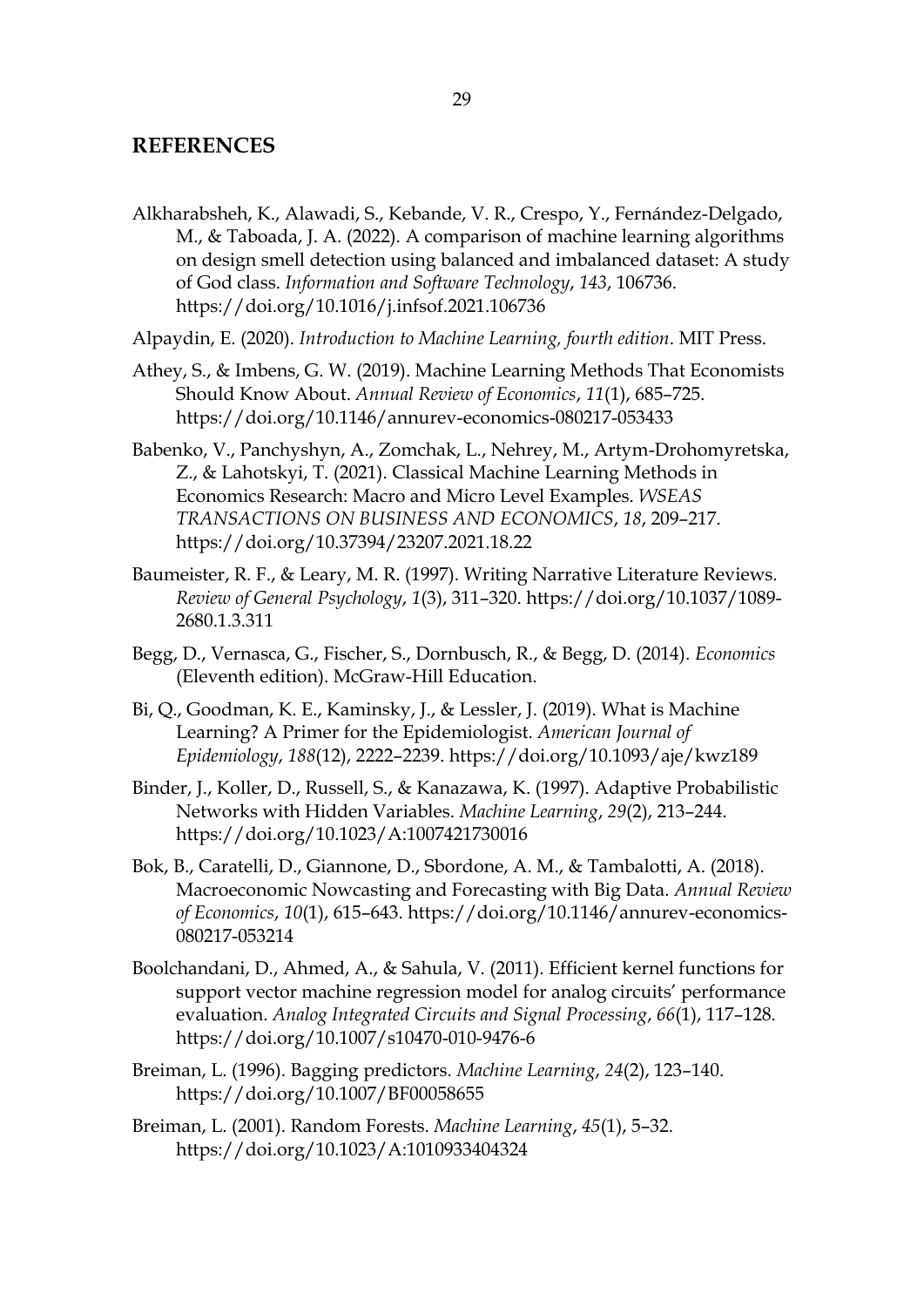## REFERENCES

Alkharabsheh, K., Alawadi, S., Kebande, V. R., Crespo, Y., Fernández-Delgado, M., & Taboada, J. A. (2022). A comparison of machine learning algorithms on design smell detection using balanced and imbalanced dataset: A study of God class. *Information and Software Technology*, *143*, 106736. https://doi.org/10.1016/j.infsof.2021.106736

Alpaydin, E. (2020). *Introduction to Machine Learning, fourth edition*. MIT Press.

Athey, S., & Imbens, G. W. (2019). Machine Learning Methods That Economists Should Know About. *Annual Review of Economics*, *11*(1), 685–725. https://doi.org/10.1146/annurev-economics-080217-053433

Babenko, V., Panchyshyn, A., Zomchak, L., Nehrey, M., Artym-Drohomyretska, Z., & Lahotskyi, T. (2021). Classical Machine Learning Methods in Economics Research: Macro and Micro Level Examples. *WSEAS TRANSACTIONS ON BUSINESS AND ECONOMICS*, *18*, 209–217. https://doi.org/10.37394/23207.2021.18.22

Baumeister, R. F., & Leary, M. R. (1997). Writing Narrative Literature Reviews. *Review of General Psychology*, *1*(3), 311–320. https://doi.org/10.1037/1089-2680.1.3.311

Begg, D., Vernasca, G., Fischer, S., Dornbusch, R., & Begg, D. (2014). *Economics* (Eleventh edition). McGraw-Hill Education.

Bi, Q., Goodman, K. E., Kaminsky, J., & Lessler, J. (2019). What is Machine Learning? A Primer for the Epidemiologist. *American Journal of Epidemiology*, *188*(12), 2222–2239. https://doi.org/10.1093/aje/kwz189

Binder, J., Koller, D., Russell, S., & Kanazawa, K. (1997). Adaptive Probabilistic Networks with Hidden Variables. *Machine Learning*, *29*(2), 213–244. https://doi.org/10.1023/A:1007421730016

Bok, B., Caratelli, D., Giannone, D., Sbordone, A. M., & Tambalotti, A. (2018). Macroeconomic Nowcasting and Forecasting with Big Data. *Annual Review of Economics*, *10*(1), 615–643. https://doi.org/10.1146/annurev-economics-080217-053214

Boolchandani, D., Ahmed, A., & Sahula, V. (2011). Efficient kernel functions for support vector machine regression model for analog circuits' performance evaluation. *Analog Integrated Circuits and Signal Processing*, *66*(1), 117–128. https://doi.org/10.1007/s10470-010-9476-6

Breiman, L. (1996). Bagging predictors. *Machine Learning*, *24*(2), 123–140. https://doi.org/10.1007/BF00058655

Breiman, L. (2001). Random Forests. *Machine Learning*, *45*(1), 5–32. https://doi.org/10.1023/A:1010933404324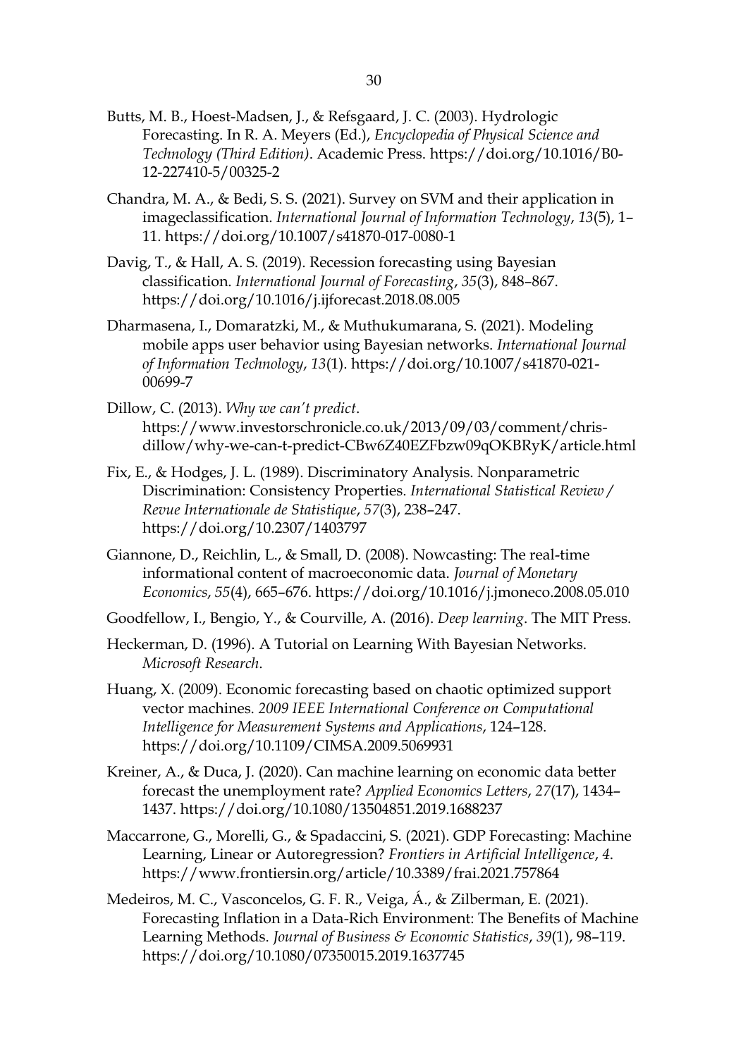Butts, M. B., Hoest-Madsen, J., & Refsgaard, J. C. (2003). Hydrologic Forecasting. In R. A. Meyers (Ed.), *Encyclopedia of Physical Science and Technology (Third Edition)*. Academic Press. https://doi.org/10.1016/B0-12-227410-5/00325-2

Chandra, M. A., & Bedi, S. S. (2021). Survey on SVM and their application in imageclassification. *International Journal of Information Technology*, *13*(5), 1–11. https://doi.org/10.1007/s41870-017-0080-1

Davig, T., & Hall, A. S. (2019). Recession forecasting using Bayesian classification. *International Journal of Forecasting*, *35*(3), 848–867. https://doi.org/10.1016/j.ijforecast.2018.08.005

Dharmasena, I., Domaratzki, M., & Muthukumarana, S. (2021). Modeling mobile apps user behavior using Bayesian networks. *International Journal of Information Technology*, *13*(1). https://doi.org/10.1007/s41870-021-00699-7

Dillow, C. (2013). *Why we can't predict*. https://www.investorschronicle.co.uk/2013/09/03/comment/chris-dillow/why-we-can-t-predict-CBw6Z40EZFbzw09qOKBRyK/article.html

Fix, E., & Hodges, J. L. (1989). Discriminatory Analysis. Nonparametric Discrimination: Consistency Properties. *International Statistical Review / Revue Internationale de Statistique*, *57*(3), 238–247. https://doi.org/10.2307/1403797

Giannone, D., Reichlin, L., & Small, D. (2008). Nowcasting: The real-time informational content of macroeconomic data. *Journal of Monetary Economics*, *55*(4), 665–676. https://doi.org/10.1016/j.jmoneco.2008.05.010

Goodfellow, I., Bengio, Y., & Courville, A. (2016). *Deep learning*. The MIT Press.

Heckerman, D. (1996). A Tutorial on Learning With Bayesian Networks. *Microsoft Research*.

Huang, X. (2009). Economic forecasting based on chaotic optimized support vector machines. *2009 IEEE International Conference on Computational Intelligence for Measurement Systems and Applications*, 124–128. https://doi.org/10.1109/CIMSA.2009.5069931

Kreiner, A., & Duca, J. (2020). Can machine learning on economic data better forecast the unemployment rate? *Applied Economics Letters*, *27*(17), 1434–1437. https://doi.org/10.1080/13504851.2019.1688237

Maccarrone, G., Morelli, G., & Spadaccini, S. (2021). GDP Forecasting: Machine Learning, Linear or Autoregression? *Frontiers in Artificial Intelligence*, *4*. https://www.frontiersin.org/article/10.3389/frai.2021.757864

Medeiros, M. C., Vasconcelos, G. F. R., Veiga, Á., & Zilberman, E. (2021). Forecasting Inflation in a Data-Rich Environment: The Benefits of Machine Learning Methods. *Journal of Business & Economic Statistics*, *39*(1), 98–119. https://doi.org/10.1080/07350015.2019.1637745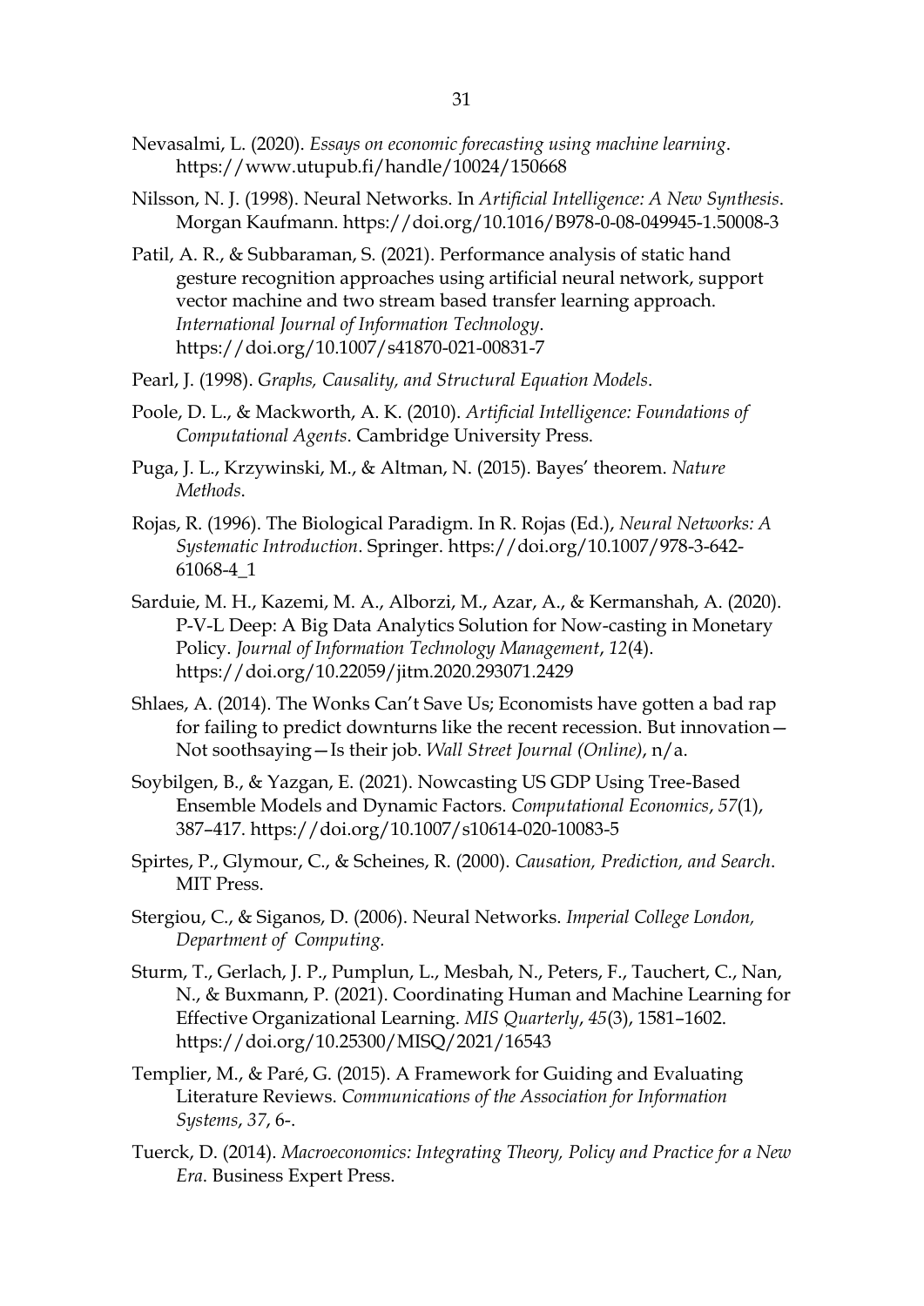Nevasalmi, L. (2020). *Essays on economic forecasting using machine learning*. https://www.utupub.fi/handle/10024/150668

Nilsson, N. J. (1998). Neural Networks. In *Artificial Intelligence: A New Synthesis*. Morgan Kaufmann. https://doi.org/10.1016/B978-0-08-049945-1.50008-3

Patil, A. R., & Subbaraman, S. (2021). Performance analysis of static hand gesture recognition approaches using artificial neural network, support vector machine and two stream based transfer learning approach. *International Journal of Information Technology*. https://doi.org/10.1007/s41870-021-00831-7

Pearl, J. (1998). *Graphs, Causality, and Structural Equation Models*.

Poole, D. L., & Mackworth, A. K. (2010). *Artificial Intelligence: Foundations of Computational Agents*. Cambridge University Press.

Puga, J. L., Krzywinski, M., & Altman, N. (2015). Bayes' theorem. *Nature Methods*.

Rojas, R. (1996). The Biological Paradigm. In R. Rojas (Ed.), *Neural Networks: A Systematic Introduction*. Springer. https://doi.org/10.1007/978-3-642-61068-4_1

Sarduie, M. H., Kazemi, M. A., Alborzi, M., Azar, A., & Kermanshah, A. (2020). P-V-L Deep: A Big Data Analytics Solution for Now-casting in Monetary Policy. *Journal of Information Technology Management*, *12*(4). https://doi.org/10.22059/jitm.2020.293071.2429

Shlaes, A. (2014). The Wonks Can't Save Us; Economists have gotten a bad rap for failing to predict downturns like the recent recession. But innovation—Not soothsaying—Is their job. *Wall Street Journal (Online)*, n/a.

Soybilgen, B., & Yazgan, E. (2021). Nowcasting US GDP Using Tree-Based Ensemble Models and Dynamic Factors. *Computational Economics*, *57*(1), 387–417. https://doi.org/10.1007/s10614-020-10083-5

Spirtes, P., Glymour, C., & Scheines, R. (2000). *Causation, Prediction, and Search*. MIT Press.

Stergiou, C., & Siganos, D. (2006). Neural Networks. *Imperial College London, Department of Computing.*

Sturm, T., Gerlach, J. P., Pumplun, L., Mesbah, N., Peters, F., Tauchert, C., Nan, N., & Buxmann, P. (2021). Coordinating Human and Machine Learning for Effective Organizational Learning. *MIS Quarterly*, *45*(3), 1581–1602. https://doi.org/10.25300/MISQ/2021/16543

Templier, M., & Paré, G. (2015). A Framework for Guiding and Evaluating Literature Reviews. *Communications of the Association for Information Systems*, *37*, 6-.

Tuerck, D. (2014). *Macroeconomics: Integrating Theory, Policy and Practice for a New Era*. Business Expert Press.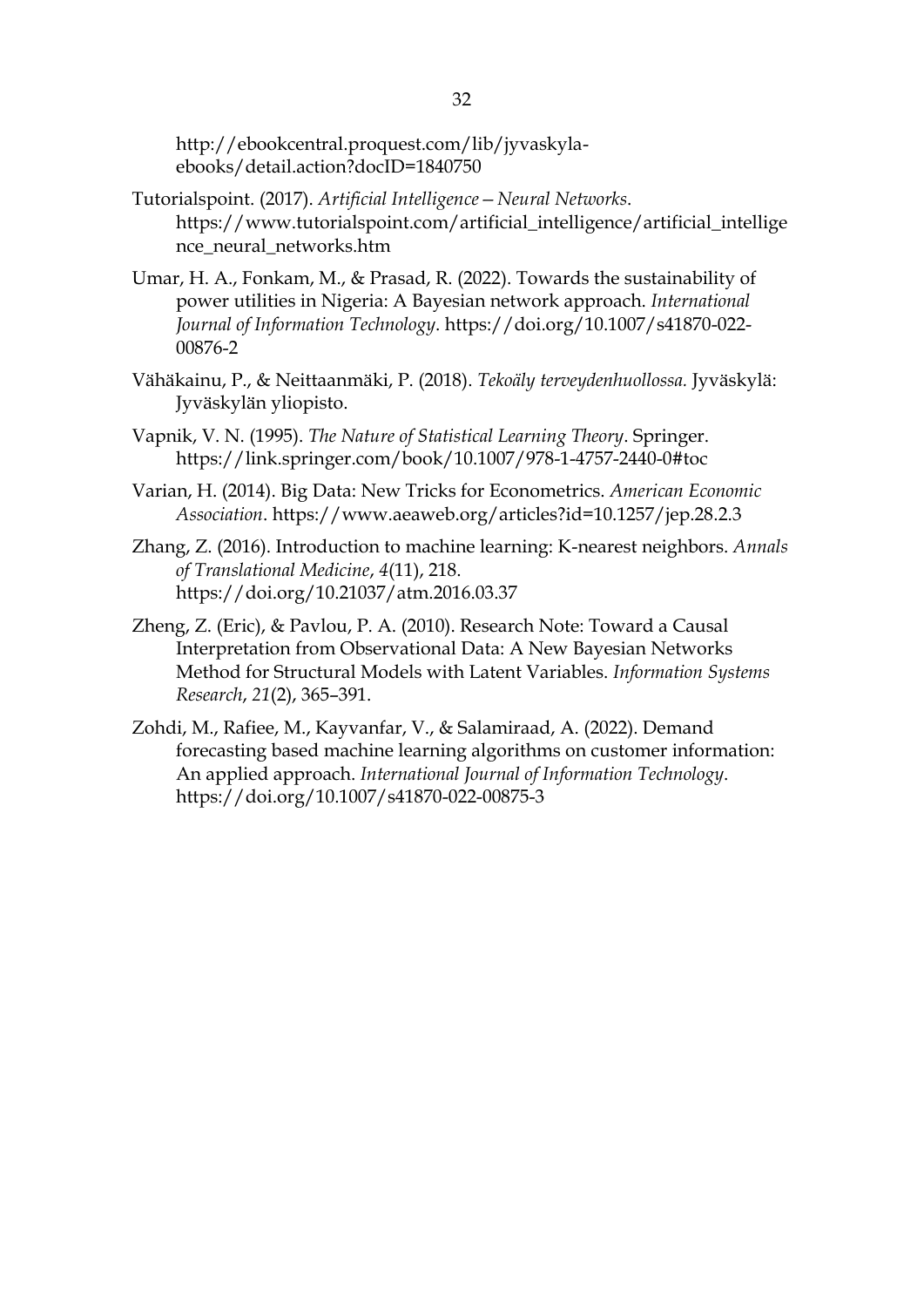http://ebookcentral.proquest.com/lib/jyvaskyla-ebooks/detail.action?docID=1840750

Tutorialspoint. (2017). *Artificial Intelligence – Neural Networks*. https://www.tutorialspoint.com/artificial_intelligence/artificial_intelligence_neural_networks.htm

Umar, H. A., Fonkam, M., & Prasad, R. (2022). Towards the sustainability of power utilities in Nigeria: A Bayesian network approach. *International Journal of Information Technology*. https://doi.org/10.1007/s41870-022-00876-2

Vähäkainu, P., & Neittaanmäki, P. (2018). *Tekoäly terveydenhuollossa.* Jyväskylä: Jyväskylän yliopisto.

Vapnik, V. N. (1995). *The Nature of Statistical Learning Theory*. Springer. https://link.springer.com/book/10.1007/978-1-4757-2440-0#toc

Varian, H. (2014). Big Data: New Tricks for Econometrics. *American Economic Association*. https://www.aeaweb.org/articles?id=10.1257/jep.28.2.3

Zhang, Z. (2016). Introduction to machine learning: K-nearest neighbors. *Annals of Translational Medicine*, *4*(11), 218. https://doi.org/10.21037/atm.2016.03.37

Zheng, Z. (Eric), & Pavlou, P. A. (2010). Research Note: Toward a Causal Interpretation from Observational Data: A New Bayesian Networks Method for Structural Models with Latent Variables. *Information Systems Research*, *21*(2), 365–391.

Zohdi, M., Rafiee, M., Kayvanfar, V., & Salamiraad, A. (2022). Demand forecasting based machine learning algorithms on customer information: An applied approach. *International Journal of Information Technology*. https://doi.org/10.1007/s41870-022-00875-3